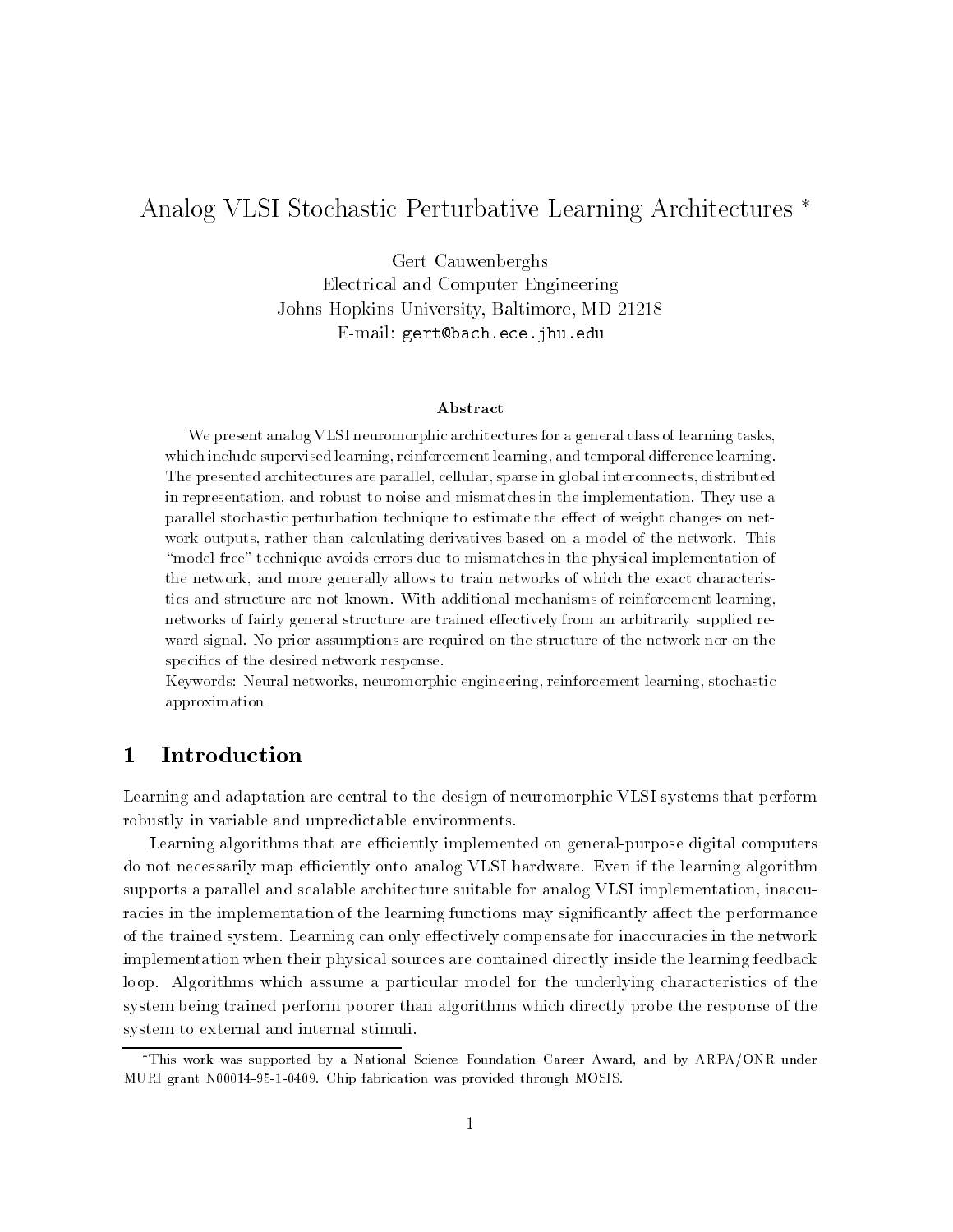# Analog VLSI Stochastic Perturbative Learning Architectures *

Gert Cauwenberghs
Electrical and Computer Engineering
Johns Hopkins University, Baltimore, MD 21218
E-mail: gert@bach.ece.jhu.edu

### Abstract

We present analog VLSI neuromorphic architectures for a general class of learning tasks, which include supervised learning, reinforcement learning, and temporal difference learning. The presented architectures are parallel, cellular, sparse in global interconnects, distributed in representation, and robust to noise and mismatches in the implementation. They use a parallel stochastic perturbation technique to estimate the effect of weight changes on network outputs, rather than calculating derivatives based on a model of the network. This "model-free" technique avoids errors due to mismatches in the physical implementation of the network, and more generally allows to train networks of which the exact characteristics and structure are not known. With additional mechanisms of reinforcement learning, networks of fairly general structure are trained effectively from an arbitrarily supplied reward signal. No prior assumptions are required on the structure of the network nor on the specifics of the desired network response.

Keywords: Neural networks, neuromorphic engineering, reinforcement learning, stochastic approximation

## 1 Introduction

Learning and adaptation are central to the design of neuromorphic VLSI systems that perform robustly in variable and unpredictable environments.

Learning algorithms that are efficiently implemented on general-purpose digital computers do not necessarily map efficiently onto analog VLSI hardware. Even if the learning algorithm supports a parallel and scalable architecture suitable for analog VLSI implementation, inaccuracies in the implementation of the learning functions may significantly affect the performance of the trained system. Learning can only effectively compensate for inaccuracies in the network implementation when their physical sources are contained directly inside the learning feedback loop. Algorithms which assume a particular model for the underlying characteristics of the system being trained perform poorer than algorithms which directly probe the response of the system to external and internal stimuli.

*This work was supported by a National Science Foundation Career Award, and by ARPA/ONR under MURI grant N00014-95-1-0409. Chip fabrication was provided through MOSIS.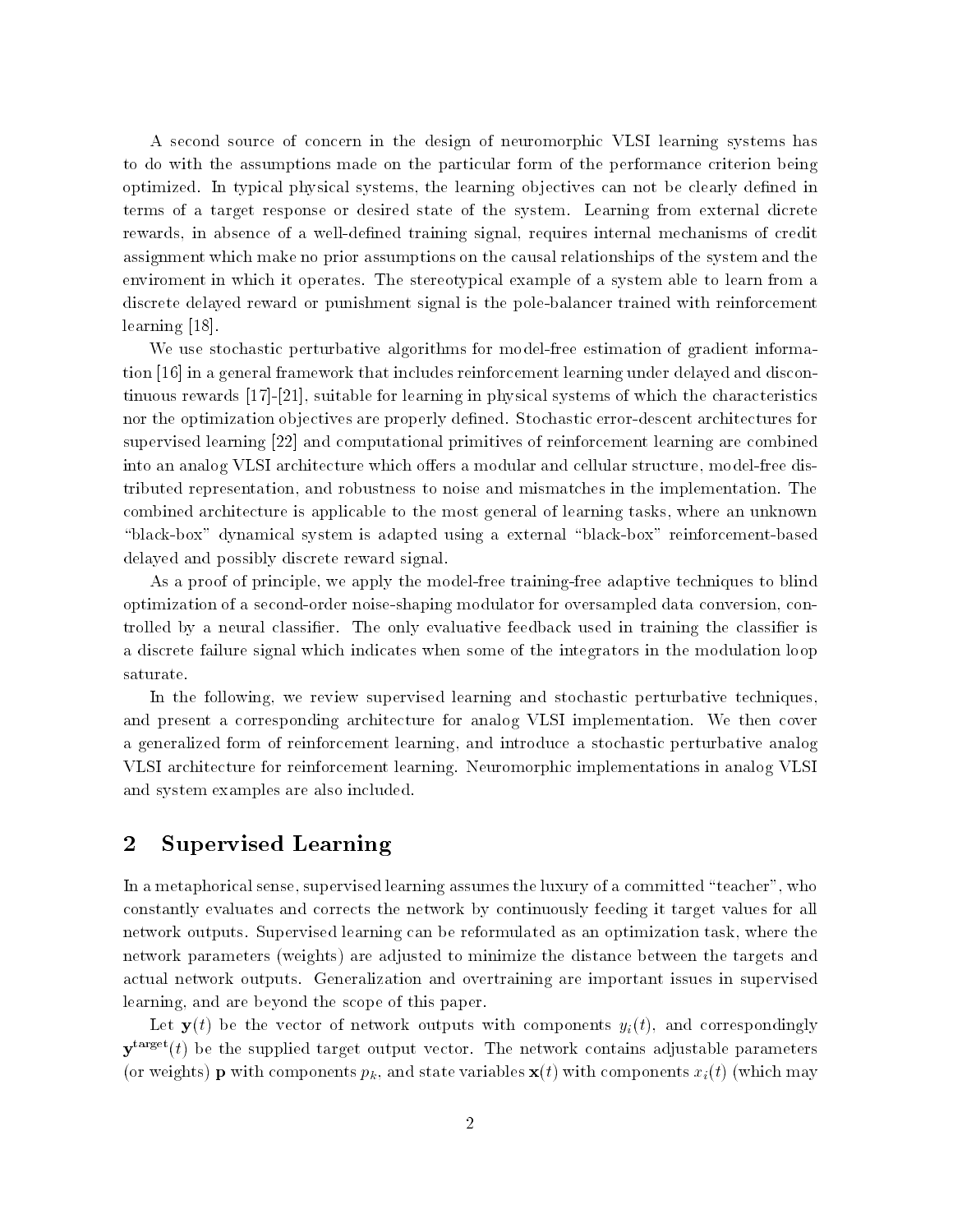A second source of concern in the design of neuromorphic VLSI learning systems has to do with the assumptions made on the particular form of the performance criterion being optimized. In typical physical systems, the learning objectives can not be clearly defined in terms of a target response or desired state of the system. Learning from external dicrete rewards, in absence of a well-defined training signal, requires internal mechanisms of credit assignment which make no prior assumptions on the causal relationships of the system and the enviroment in which it operates. The stereotypical example of a system able to learn from a discrete delayed reward or punishment signal is the pole-balancer trained with reinforcement learning [18].

We use stochastic perturbative algorithms for model-free estimation of gradient information [16] in a general framework that includes reinforcement learning under delayed and discontinuous rewards [17]-[21], suitable for learning in physical systems of which the characteristics nor the optimization objectives are properly defined. Stochastic error-descent architectures for supervised learning [22] and computational primitives of reinforcement learning are combined into an analog VLSI architecture which offers a modular and cellular structure, model-free distributed representation, and robustness to noise and mismatches in the implementation. The combined architecture is applicable to the most general of learning tasks, where an unknown "black-box" dynamical system is adapted using a external "black-box" reinforcement-based delayed and possibly discrete reward signal.

As a proof of principle, we apply the model-free training-free adaptive techniques to blind optimization of a second-order noise-shaping modulator for oversampled data conversion, controlled by a neural classifier. The only evaluative feedback used in training the classifier is a discrete failure signal which indicates when some of the integrators in the modulation loop saturate.

In the following, we review supervised learning and stochastic perturbative techniques, and present a corresponding architecture for analog VLSI implementation. We then cover a generalized form of reinforcement learning, and introduce a stochastic perturbative analog VLSI architecture for reinforcement learning. Neuromorphic implementations in analog VLSI and system examples are also included.

## 2 Supervised Learning

In a metaphorical sense, supervised learning assumes the luxury of a committed "teacher", who constantly evaluates and corrects the network by continuously feeding it target values for all network outputs. Supervised learning can be reformulated as an optimization task, where the network parameters (weights) are adjusted to minimize the distance between the targets and actual network outputs. Generalization and overtraining are important issues in supervised learning, and are beyond the scope of this paper.

Let $\mathbf{y}(t)$ be the vector of network outputs with components $y_i(t)$, and correspondingly $\mathbf{y}^{\mathrm{target}}(t)$ be the supplied target output vector. The network contains adjustable parameters (or weights) $\mathbf{p}$ with components $p_k$, and state variables $\mathbf{x}(t)$ with components $x_i(t)$ (which may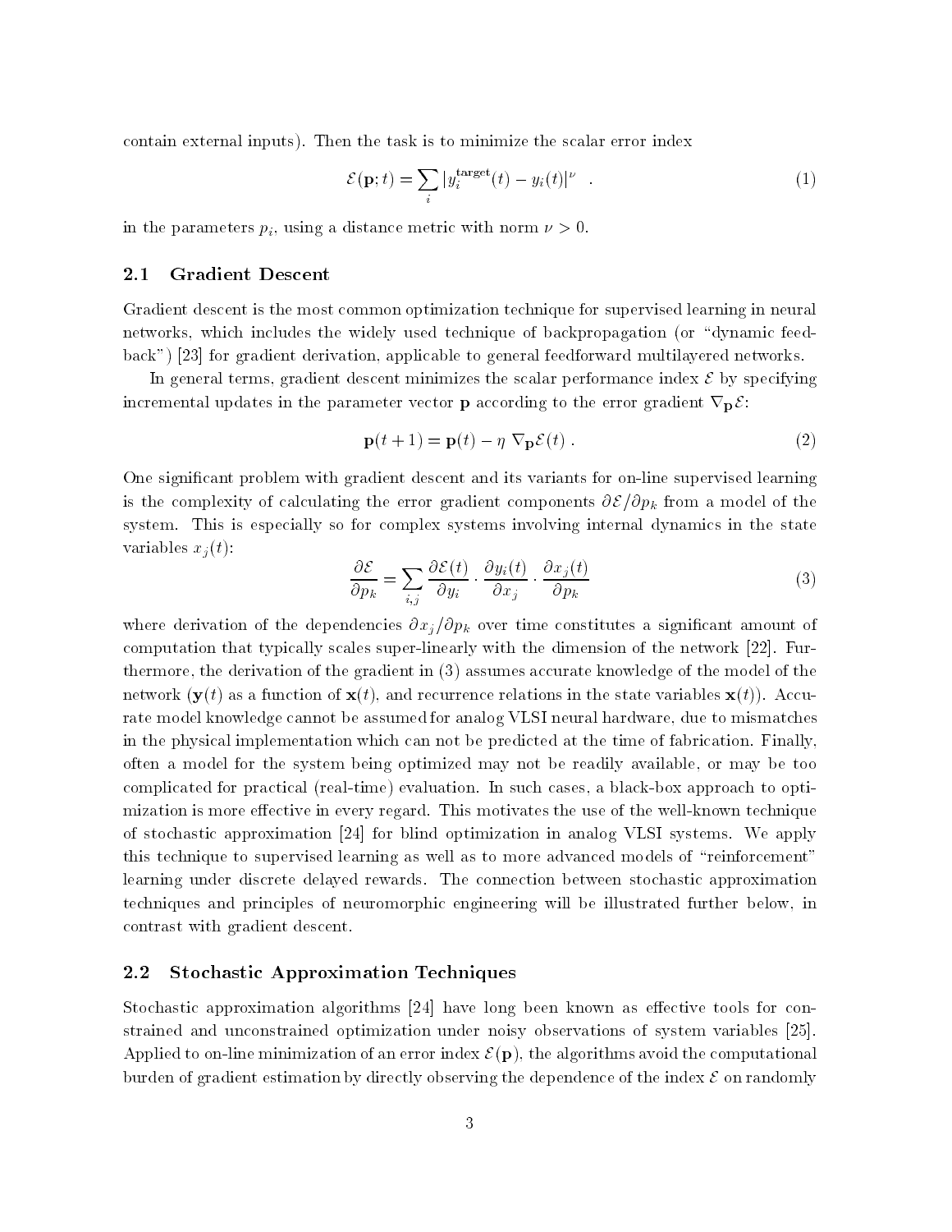contain external inputs). Then the task is to minimize the scalar error index

$$\mathcal{E}(\mathbf{p};t) = \sum_i |y_i^{\text{target}}(t) - y_i(t)|^\nu \quad . \tag{1}$$

in the parameters $p_i$, using a distance metric with norm $\nu > 0$.

### 2.1 Gradient Descent

Gradient descent is the most common optimization technique for supervised learning in neural networks, which includes the widely used technique of backpropagation (or "dynamic feedback") [23] for gradient derivation, applicable to general feedforward multilayered networks.

In general terms, gradient descent minimizes the scalar performance index $\mathcal{E}$ by specifying incremental updates in the parameter vector $\mathbf{p}$ according to the error gradient $\nabla_{\mathbf{p}}\mathcal{E}$:

$$\mathbf{p}(t+1) = \mathbf{p}(t) - \eta \; \nabla_{\mathbf{p}}\mathcal{E}(t) \; . \tag{2}$$

One significant problem with gradient descent and its variants for on-line supervised learning is the complexity of calculating the error gradient components $\partial\mathcal{E}/\partial p_k$ from a model of the system. This is especially so for complex systems involving internal dynamics in the state variables $x_j(t)$:

$$\frac{\partial \mathcal{E}}{\partial p_k} = \sum_{i,j} \frac{\partial \mathcal{E}(t)}{\partial y_i} \cdot \frac{\partial y_i(t)}{\partial x_j} \cdot \frac{\partial x_j(t)}{\partial p_k} \tag{3}$$

where derivation of the dependencies $\partial x_j/\partial p_k$ over time constitutes a significant amount of computation that typically scales super-linearly with the dimension of the network [22]. Furthermore, the derivation of the gradient in (3) assumes accurate knowledge of the model of the network ($\mathbf{y}(t)$ as a function of $\mathbf{x}(t)$, and recurrence relations in the state variables $\mathbf{x}(t)$). Accurate model knowledge cannot be assumed for analog VLSI neural hardware, due to mismatches in the physical implementation which can not be predicted at the time of fabrication. Finally, often a model for the system being optimized may not be readily available, or may be too complicated for practical (real-time) evaluation. In such cases, a black-box approach to optimization is more effective in every regard. This motivates the use of the well-known technique of stochastic approximation [24] for blind optimization in analog VLSI systems. We apply this technique to supervised learning as well as to more advanced models of "reinforcement" learning under discrete delayed rewards. The connection between stochastic approximation techniques and principles of neuromorphic engineering will be illustrated further below, in contrast with gradient descent.

### 2.2 Stochastic Approximation Techniques

Stochastic approximation algorithms [24] have long been known as effective tools for constrained and unconstrained optimization under noisy observations of system variables [25]. Applied to on-line minimization of an error index $\mathcal{E}(\mathbf{p})$, the algorithms avoid the computational burden of gradient estimation by directly observing the dependence of the index $\mathcal{E}$ on randomly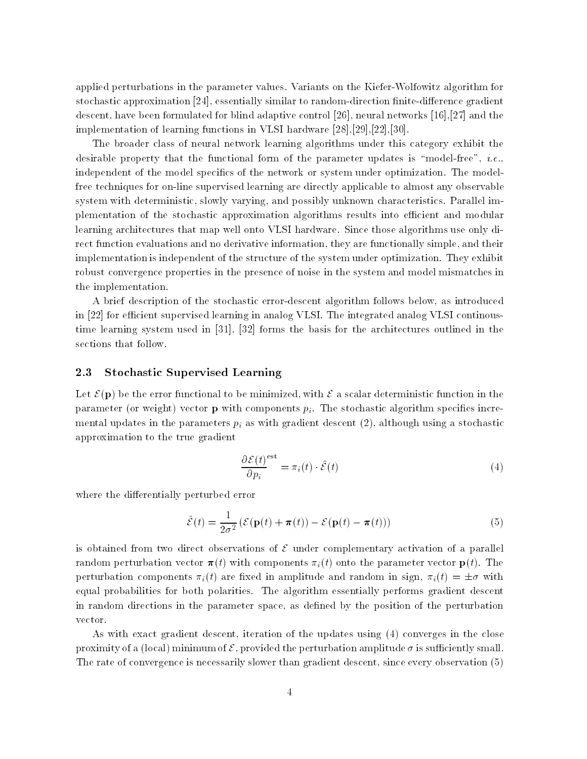applied perturbations in the parameter values. Variants on the Kiefer-Wolfowitz algorithm for stochastic approximation [24], essentially similar to random-direction finite-difference gradient descent, have been formulated for blind adaptive control [26], neural networks [16],[27] and the implementation of learning functions in VLSI hardware [28],[29],[22],[30].

The broader class of neural network learning algorithms under this category exhibit the desirable property that the functional form of the parameter updates is "model-free", *i.e.*, independent of the model specifics of the network or system under optimization. The model-free techniques for on-line supervised learning are directly applicable to almost any observable system with deterministic, slowly varying, and possibly unknown characteristics. Parallel implementation of the stochastic approximation algorithms results into efficient and modular learning architectures that map well onto VLSI hardware. Since those algorithms use only direct function evaluations and no derivative information, they are functionally simple, and their implementation is independent of the structure of the system under optimization. They exhibit robust convergence properties in the presence of noise in the system and model mismatches in the implementation.

A brief description of the stochastic error-descent algorithm follows below, as introduced in [22] for efficient supervised learning in analog VLSI. The integrated analog VLSI continuous-time learning system used in [31], [32] forms the basis for the architectures outlined in the sections that follow.

### 2.3 Stochastic Supervised Learning

Let $\mathcal{E}(\mathbf{p})$ be the error functional to be minimized, with $\mathcal{E}$ a scalar deterministic function in the parameter (or weight) vector $\mathbf{p}$ with components $p_i$. The stochastic algorithm specifies incremental updates in the parameters $p_i$ as with gradient descent (2), although using a stochastic approximation to the true gradient

$$\frac{\partial \mathcal{E}(t)}{\partial p_i}^{\text{est}} = \pi_i(t) \cdot \hat{\mathcal{E}}(t) \tag{4}$$

where the differentially perturbed error

$$\hat{\mathcal{E}}(t) = \frac{1}{2\sigma^2} \left( \mathcal{E}(\mathbf{p}(t) + \boldsymbol{\pi}(t)) - \mathcal{E}(\mathbf{p}(t) - \boldsymbol{\pi}(t)) \right) \tag{5}$$

is obtained from two direct observations of $\mathcal{E}$ under complementary activation of a parallel random perturbation vector $\boldsymbol{\pi}(t)$ with components $\pi_i(t)$ onto the parameter vector $\mathbf{p}(t)$. The perturbation components $\pi_i(t)$ are fixed in amplitude and random in sign, $\pi_i(t) = \pm\sigma$ with equal probabilities for both polarities. The algorithm essentially performs gradient descent in random directions in the parameter space, as defined by the position of the perturbation vector.

As with exact gradient descent, iteration of the updates using (4) converges in the close proximity of a (local) minimum of $\mathcal{E}$, provided the perturbation amplitude $\sigma$ is sufficiently small. The rate of convergence is necessarily slower than gradient descent, since every observation (5)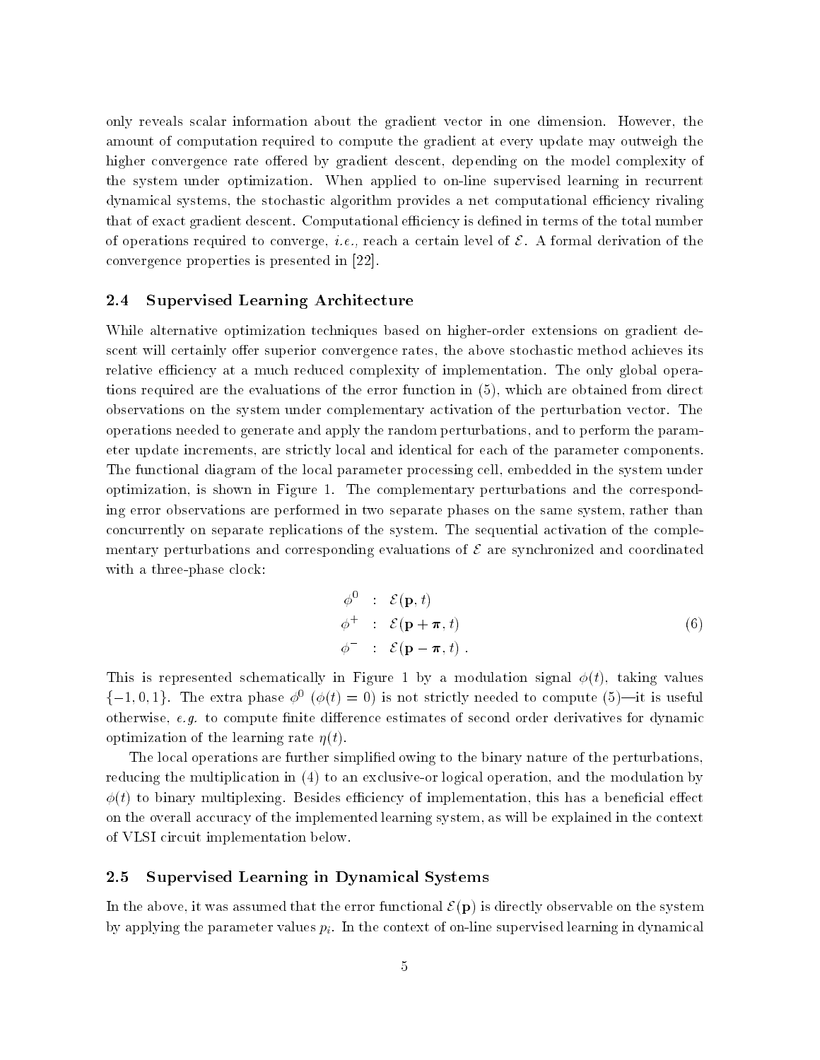only reveals scalar information about the gradient vector in one dimension. However, the amount of computation required to compute the gradient at every update may outweigh the higher convergence rate offered by gradient descent, depending on the model complexity of the system under optimization. When applied to on-line supervised learning in recurrent dynamical systems, the stochastic algorithm provides a net computational efficiency rivaling that of exact gradient descent. Computational efficiency is defined in terms of the total number of operations required to converge, *i.e.,* reach a certain level of $\mathcal{E}$. A formal derivation of the convergence properties is presented in [22].

## 2.4 Supervised Learning Architecture

While alternative optimization techniques based on higher-order extensions on gradient descent will certainly offer superior convergence rates, the above stochastic method achieves its relative efficiency at a much reduced complexity of implementation. The only global operations required are the evaluations of the error function in (5), which are obtained from direct observations on the system under complementary activation of the perturbation vector. The operations needed to generate and apply the random perturbations, and to perform the parameter update increments, are strictly local and identical for each of the parameter components. The functional diagram of the local parameter processing cell, embedded in the system under optimization, is shown in Figure 1. The complementary perturbations and the corresponding error observations are performed in two separate phases on the same system, rather than concurrently on separate replications of the system. The sequential activation of the complementary perturbations and corresponding evaluations of $\mathcal{E}$ are synchronized and coordinated with a three-phase clock:

$$
\begin{aligned}
\phi^0 &\ : \ \mathcal{E}(\mathbf{p}, t) \\
\phi^+ &\ : \ \mathcal{E}(\mathbf{p} + \boldsymbol{\pi}, t) \\
\phi^- &\ : \ \mathcal{E}(\mathbf{p} - \boldsymbol{\pi}, t) \ .
\end{aligned}
\tag{6}
$$

This is represented schematically in Figure 1 by a modulation signal $\phi(t)$, taking values $\{-1, 0, 1\}$. The extra phase $\phi^0$ ($\phi(t) = 0$) is not strictly needed to compute (5)—it is useful otherwise, *e.g.* to compute finite difference estimates of second order derivatives for dynamic optimization of the learning rate $\eta(t)$.

The local operations are further simplified owing to the binary nature of the perturbations, reducing the multiplication in (4) to an exclusive-or logical operation, and the modulation by $\phi(t)$ to binary multiplexing. Besides efficiency of implementation, this has a beneficial effect on the overall accuracy of the implemented learning system, as will be explained in the context of VLSI circuit implementation below.

## 2.5 Supervised Learning in Dynamical Systems

In the above, it was assumed that the error functional $\mathcal{E}(\mathbf{p})$ is directly observable on the system by applying the parameter values $p_i$. In the context of on-line supervised learning in dynamical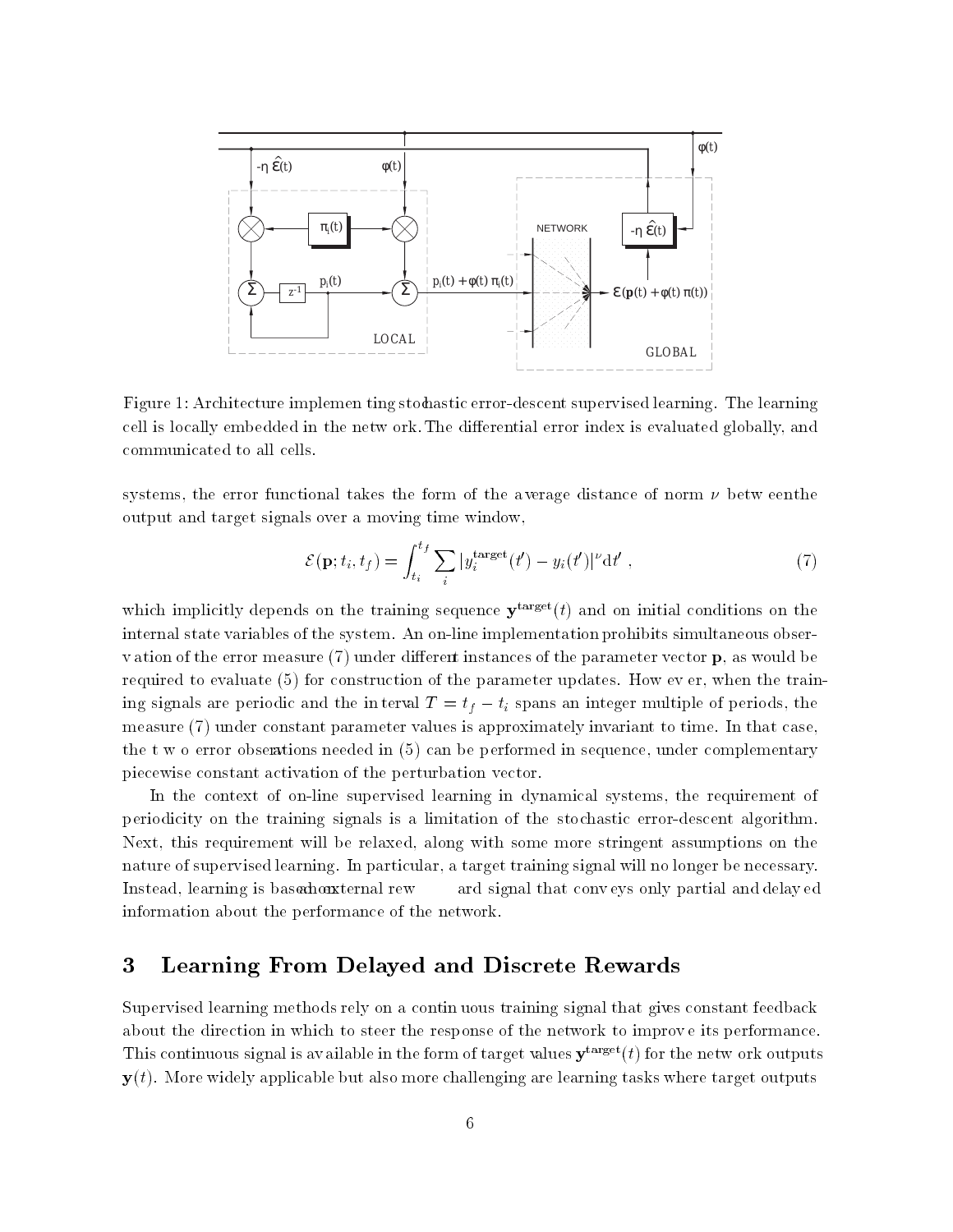Figure 1: Architecture implementing stochastic error-descent supervised learning. The learning cell is locally embedded in the network. The differential error index is evaluated globally, and communicated to all cells.

systems, the error functional takes the form of the average distance of norm $\nu$ between the output and target signals over a moving time window,

$$\mathcal{E}(\mathbf{p}; t_i, t_f) = \int_{t_i}^{t_f} \sum_i |y_i^{\text{target}}(t') - y_i(t')|^\nu \mathrm{d}t' \ , \tag{7}$$

which implicitly depends on the training sequence $\mathbf{y}^{\text{target}}(t)$ and on initial conditions on the internal state variables of the system. An on-line implementation prohibits simultaneous observation of the error measure (7) under different instances of the parameter vector $\mathbf{p}$, as would be required to evaluate (5) for construction of the parameter updates. However, when the training signals are periodic and the interval $T = t_f - t_i$ spans an integer multiple of periods, the measure (7) under constant parameter values is approximately invariant to time. In that case, the two error observations needed in (5) can be performed in sequence, under complementary piecewise constant activation of the perturbation vector.

In the context of on-line supervised learning in dynamical systems, the requirement of periodicity on the training signals is a limitation of the stochastic error-descent algorithm. Next, this requirement will be relaxed, along with some more stringent assumptions on the nature of supervised learning. In particular, a target training signal will no longer be necessary. Instead, learning is based on an external reward signal that conveys only partial and delayed information about the performance of the network.

## 3 Learning From Delayed and Discrete Rewards

Supervised learning methods rely on a continuous training signal that gives constant feedback about the direction in which to steer the response of the network to improve its performance. This continuous signal is available in the form of target values $\mathbf{y}^{\text{target}}(t)$ for the network outputs $\mathbf{y}(t)$. More widely applicable but also more challenging are learning tasks where target outputs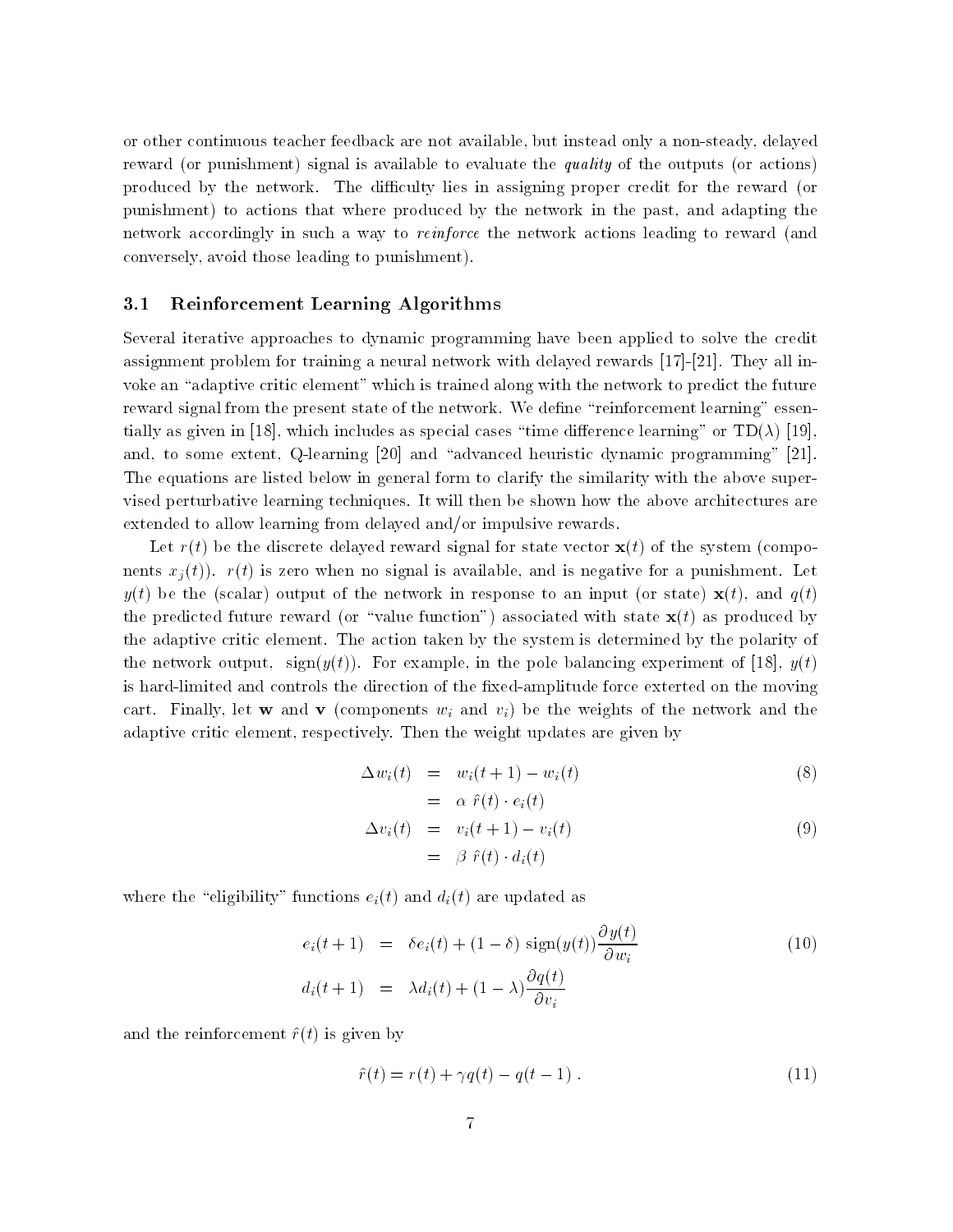or other continuous teacher feedback are not available, but instead only a non-steady, delayed reward (or punishment) signal is available to evaluate the *quality* of the outputs (or actions) produced by the network. The difficulty lies in assigning proper credit for the reward (or punishment) to actions that where produced by the network in the past, and adapting the network accordingly in such a way to *reinforce* the network actions leading to reward (and conversely, avoid those leading to punishment).

### 3.1 Reinforcement Learning Algorithms

Several iterative approaches to dynamic programming have been applied to solve the credit assignment problem for training a neural network with delayed rewards [17]-[21]. They all invoke an "adaptive critic element" which is trained along with the network to predict the future reward signal from the present state of the network. We define "reinforcement learning" essentially as given in [18], which includes as special cases "time difference learning" or TD($\lambda$) [19], and, to some extent, Q-learning [20] and "advanced heuristic dynamic programming" [21]. The equations are listed below in general form to clarify the similarity with the above supervised perturbative learning techniques. It will then be shown how the above architectures are extended to allow learning from delayed and/or impulsive rewards.

Let $r(t)$ be the discrete delayed reward signal for state vector $\mathbf{x}(t)$ of the system (components $x_j(t)$). $r(t)$ is zero when no signal is available, and is negative for a punishment. Let $y(t)$ be the (scalar) output of the network in response to an input (or state) $\mathbf{x}(t)$, and $q(t)$ the predicted future reward (or "value function") associated with state $\mathbf{x}(t)$ as produced by the adaptive critic element. The action taken by the system is determined by the polarity of the network output, $\text{sign}(y(t))$. For example, in the pole balancing experiment of [18], $y(t)$ is hard-limited and controls the direction of the fixed-amplitude force exterted on the moving cart. Finally, let $\mathbf{w}$ and $\mathbf{v}$ (components $w_i$ and $v_i$) be the weights of the network and the adaptive critic element, respectively. Then the weight updates are given by

$$\begin{aligned} \Delta w_i(t) &= w_i(t+1) - w_i(t) \\ &= \alpha \; \hat{r}(t) \cdot e_i(t) \end{aligned} \tag{8}$$

$$\begin{aligned} \Delta v_i(t) &= v_i(t+1) - v_i(t) \\ &= \beta \; \hat{r}(t) \cdot d_i(t) \end{aligned} \tag{9}$$

where the "eligibility" functions $e_i(t)$ and $d_i(t)$ are updated as

$$\begin{aligned} e_i(t+1) &= \delta e_i(t) + (1-\delta) \; \text{sign}(y(t)) \frac{\partial y(t)}{\partial w_i} \\ d_i(t+1) &= \lambda d_i(t) + (1-\lambda) \frac{\partial q(t)}{\partial v_i} \end{aligned} \tag{10}$$

and the reinforcement $\hat{r}(t)$ is given by

$$\hat{r}(t) = r(t) + \gamma q(t) - q(t-1) \; . \tag{11}$$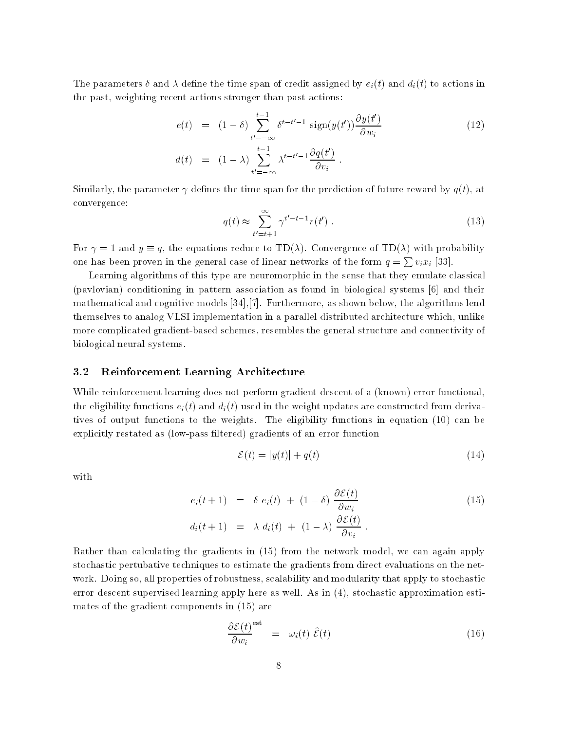The parameters $\delta$ and $\lambda$ define the time span of credit assigned by $e_i(t)$ and $d_i(t)$ to actions in the past, weighting recent actions stronger than past actions:

$$
\begin{aligned}
e(t) &= (1-\delta) \sum_{t'=-\infty}^{t-1} \delta^{t-t'-1} \; \mathrm{sign}(y(t')) \frac{\partial y(t')}{\partial w_i} \\
d(t) &= (1-\lambda) \sum_{t'=-\infty}^{t-1} \lambda^{t-t'-1} \frac{\partial q(t')}{\partial v_i} \; .
\end{aligned}
\tag{12}
$$

Similarly, the parameter $\gamma$ defines the time span for the prediction of future reward by $q(t)$, at convergence:

$$
q(t) \approx \sum_{t'=t+1}^{\infty} \gamma^{t'-t-1} r(t') \; . \tag{13}
$$

For $\gamma = 1$ and $y \equiv q$, the equations reduce to TD($\lambda$). Convergence of TD($\lambda$) with probability one has been proven in the general case of linear networks of the form $q = \sum v_i x_i$ [33].

Learning algorithms of this type are neuromorphic in the sense that they emulate classical (pavlovian) conditioning in pattern association as found in biological systems [6] and their mathematical and cognitive models [34],[7]. Furthermore, as shown below, the algorithms lend themselves to analog VLSI implementation in a parallel distributed architecture which, unlike more complicated gradient-based schemes, resembles the general structure and connectivity of biological neural systems.

### 3.2 Reinforcement Learning Architecture

While reinforcement learning does not perform gradient descent of a (known) error functional, the eligibility functions $e_i(t)$ and $d_i(t)$ used in the weight updates are constructed from derivatives of output functions to the weights. The eligibility functions in equation (10) can be explicitly restated as (low-pass filtered) gradients of an error function

$$
\mathcal{E}(t) = |y(t)| + q(t) \tag{14}
$$

with

$$
\begin{aligned}
e_i(t+1) &= \delta \; e_i(t) \; + \; (1-\delta) \; \frac{\partial \mathcal{E}(t)}{\partial w_i} \\
d_i(t+1) &= \lambda \; d_i(t) \; + \; (1-\lambda) \; \frac{\partial \mathcal{E}(t)}{\partial v_i} \; .
\end{aligned}
\tag{15}
$$

Rather than calculating the gradients in (15) from the network model, we can again apply stochastic pertubative techniques to estimate the gradients from direct evaluations on the network. Doing so, all properties of robustness, scalability and modularity that apply to stochastic error descent supervised learning apply here as well. As in (4), stochastic approximation estimates of the gradient components in (15) are

$$
\frac{\partial \mathcal{E}(t)}{\partial w_i}^{\mathrm{est}} = \omega_i(t) \; \hat{\mathcal{E}}(t) \tag{16}
$$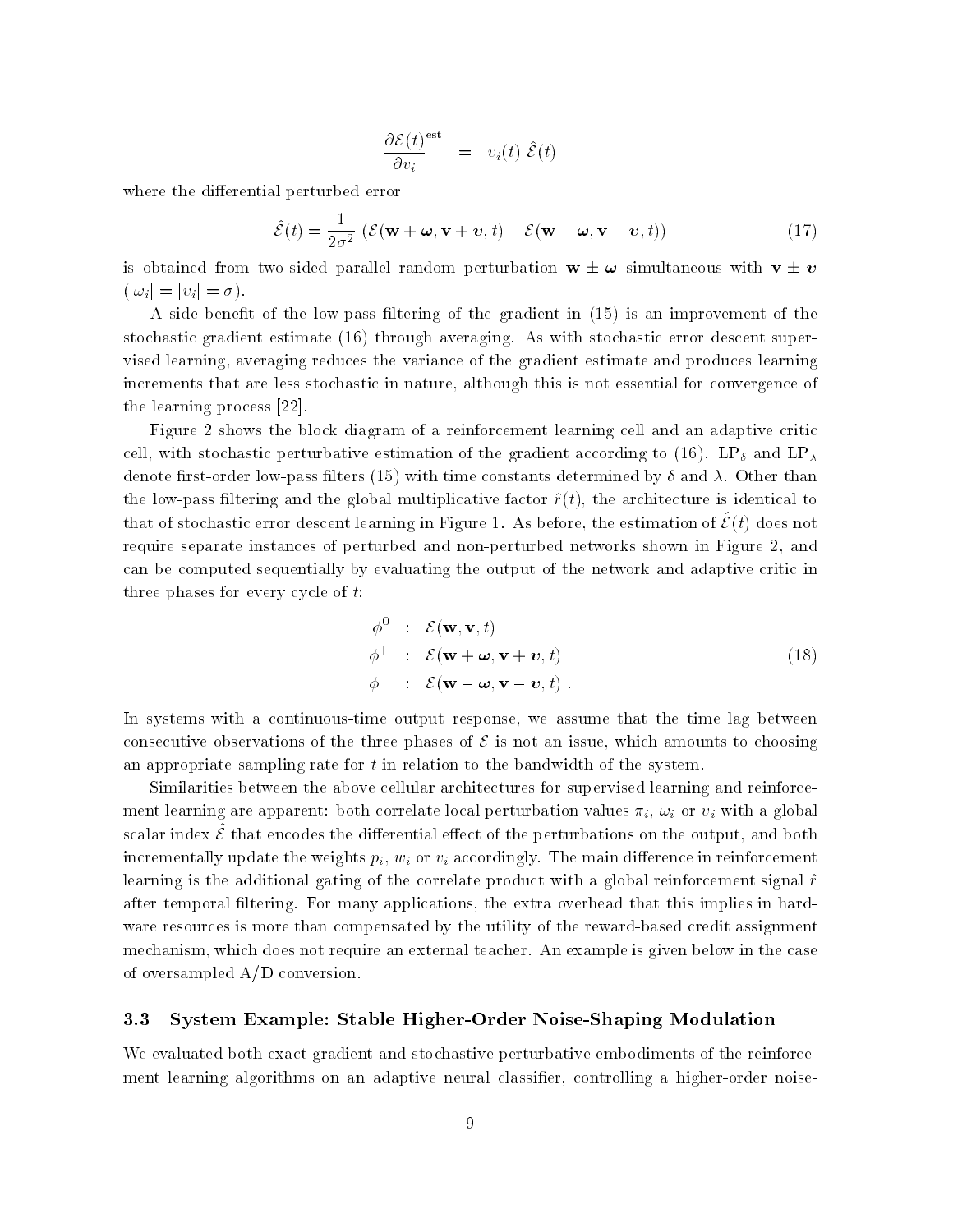$$\frac{\partial \mathcal{E}(t)^{\text{est}}}{\partial v_i} = \upsilon_i(t)\ \hat{\mathcal{E}}(t)$$

where the differential perturbed error

$$\hat{\mathcal{E}}(t) = \frac{1}{2\sigma^2}\ \left(\mathcal{E}(\mathbf{w}+\boldsymbol{\omega}, \mathbf{v}+\boldsymbol{\upsilon}, t) - \mathcal{E}(\mathbf{w}-\boldsymbol{\omega}, \mathbf{v}-\boldsymbol{\upsilon}, t)\right) \tag{17}$$

is obtained from two-sided parallel random perturbation $\mathbf{w} \pm \boldsymbol{\omega}$ simultaneous with $\mathbf{v} \pm \boldsymbol{\upsilon}$ ($|\omega_i| = |\upsilon_i| = \sigma$).

A side benefit of the low-pass filtering of the gradient in (15) is an improvement of the stochastic gradient estimate (16) through averaging. As with stochastic error descent supervised learning, averaging reduces the variance of the gradient estimate and produces learning increments that are less stochastic in nature, although this is not essential for convergence of the learning process [22].

Figure 2 shows the block diagram of a reinforcement learning cell and an adaptive critic cell, with stochastic perturbative estimation of the gradient according to (16). LP$_\delta$ and LP$_\lambda$ denote first-order low-pass filters (15) with time constants determined by $\delta$ and $\lambda$. Other than the low-pass filtering and the global multiplicative factor $\hat{r}(t)$, the architecture is identical to that of stochastic error descent learning in Figure 1. As before, the estimation of $\hat{\mathcal{E}}(t)$ does not require separate instances of perturbed and non-perturbed networks shown in Figure 2, and can be computed sequentially by evaluating the output of the network and adaptive critic in three phases for every cycle of $t$:

$$\begin{aligned} \phi^0 &: \ \mathcal{E}(\mathbf{w}, \mathbf{v}, t) \\ \phi^+ &: \ \mathcal{E}(\mathbf{w}+\boldsymbol{\omega}, \mathbf{v}+\boldsymbol{\upsilon}, t) \\ \phi^- &: \ \mathcal{E}(\mathbf{w}-\boldsymbol{\omega}, \mathbf{v}-\boldsymbol{\upsilon}, t)\ . \end{aligned} \tag{18}$$

In systems with a continuous-time output response, we assume that the time lag between consecutive observations of the three phases of $\mathcal{E}$ is not an issue, which amounts to choosing an appropriate sampling rate for $t$ in relation to the bandwidth of the system.

Similarities between the above cellular architectures for supervised learning and reinforcement learning are apparent: both correlate local perturbation values $\pi_i$, $\omega_i$ or $\upsilon_i$ with a global scalar index $\hat{\mathcal{E}}$ that encodes the differential effect of the perturbations on the output, and both incrementally update the weights $p_i$, $w_i$ or $v_i$ accordingly. The main difference in reinforcement learning is the additional gating of the correlate product with a global reinforcement signal $\hat{r}$ after temporal filtering. For many applications, the extra overhead that this implies in hardware resources is more than compensated by the utility of the reward-based credit assignment mechanism, which does not require an external teacher. An example is given below in the case of oversampled A/D conversion.

### 3.3 System Example: Stable Higher-Order Noise-Shaping Modulation

We evaluated both exact gradient and stochastive perturbative embodiments of the reinforcement learning algorithms on an adaptive neural classifier, controlling a higher-order noise-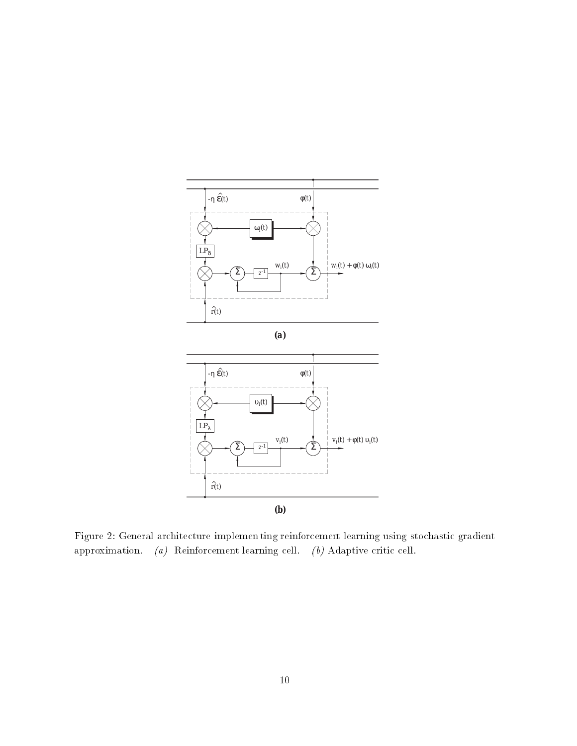Figure 2: General architecture implementing reinforcement learning using stochastic gradient approximation. *(a)* Reinforcement learning cell. *(b)* Adaptive critic cell.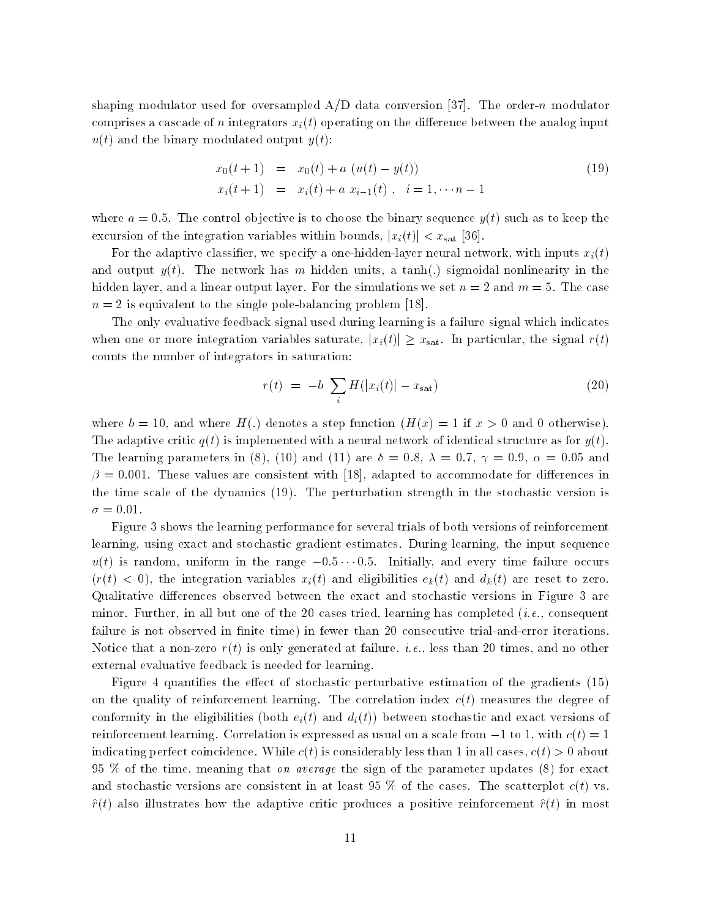shaping modulator used for oversampled A/D data conversion [37]. The order-$n$ modulator comprises a cascade of $n$ integrators $x_i(t)$ operating on the difference between the analog input $u(t)$ and the binary modulated output $y(t)$:

$$
\begin{aligned}
x_0(t+1) &= x_0(t) + a\ (u(t) - y(t)) \\
x_i(t+1) &= x_i(t) + a\ x_{i-1}(t)\ , \quad i = 1, \cdots n-1
\end{aligned}
\tag{19}
$$

where $a = 0.5$. The control objective is to choose the binary sequence $y(t)$ such as to keep the excursion of the integration variables within bounds, $|x_i(t)| < x_{\rm sat}$ [36].

For the adaptive classifier, we specify a one-hidden-layer neural network, with inputs $x_i(t)$ and output $y(t)$. The network has $m$ hidden units, a tanh(.) sigmoidal nonlinearity in the hidden layer, and a linear output layer. For the simulations we set $n = 2$ and $m = 5$. The case $n = 2$ is equivalent to the single pole-balancing problem [18].

The only evaluative feedback signal used during learning is a failure signal which indicates when one or more integration variables saturate, $|x_i(t)| \geq x_{\rm sat}$. In particular, the signal $r(t)$ counts the number of integrators in saturation:

$$
r(t) \;=\; -b\ \sum_i H(|x_i(t)| - x_{\rm sat}) \tag{20}
$$

where $b = 10$, and where $H(.)$ denotes a step function ($H(x) = 1$ if $x > 0$ and 0 otherwise). The adaptive critic $q(t)$ is implemented with a neural network of identical structure as for $y(t)$. The learning parameters in (8), (10) and (11) are $\delta = 0.8$, $\lambda = 0.7$, $\gamma = 0.9$, $\alpha = 0.05$ and $\beta = 0.001$. These values are consistent with [18], adapted to accommodate for differences in the time scale of the dynamics (19). The perturbation strength in the stochastic version is $\sigma = 0.01$.

Figure 3 shows the learning performance for several trials of both versions of reinforcement learning, using exact and stochastic gradient estimates. During learning, the input sequence $u(t)$ is random, uniform in the range $-0.5 \cdots 0.5$. Initially, and every time failure occurs ($r(t) < 0$), the integration variables $x_i(t)$ and eligibilities $e_k(t)$ and $d_k(t)$ are reset to zero. Qualitative differences observed between the exact and stochastic versions in Figure 3 are minor. Further, in all but one of the 20 cases tried, learning has completed (*i.e.*, consequent failure is not observed in finite time) in fewer than 20 consecutive trial-and-error iterations. Notice that a non-zero $r(t)$ is only generated at failure, *i.e.*, less than 20 times, and no other external evaluative feedback is needed for learning.

Figure 4 quantifies the effect of stochastic perturbative estimation of the gradients (15) on the quality of reinforcement learning. The correlation index $c(t)$ measures the degree of conformity in the eligibilities (both $e_i(t)$ and $d_i(t)$) between stochastic and exact versions of reinforcement learning. Correlation is expressed as usual on a scale from $-1$ to 1, with $c(t) = 1$ indicating perfect coincidence. While $c(t)$ is considerably less than 1 in all cases, $c(t) > 0$ about 95 % of the time, meaning that *on average* the sign of the parameter updates (8) for exact and stochastic versions are consistent in at least 95 % of the cases. The scatterplot $c(t)$ vs. $\hat{r}(t)$ also illustrates how the adaptive critic produces a positive reinforcement $\hat{r}(t)$ in most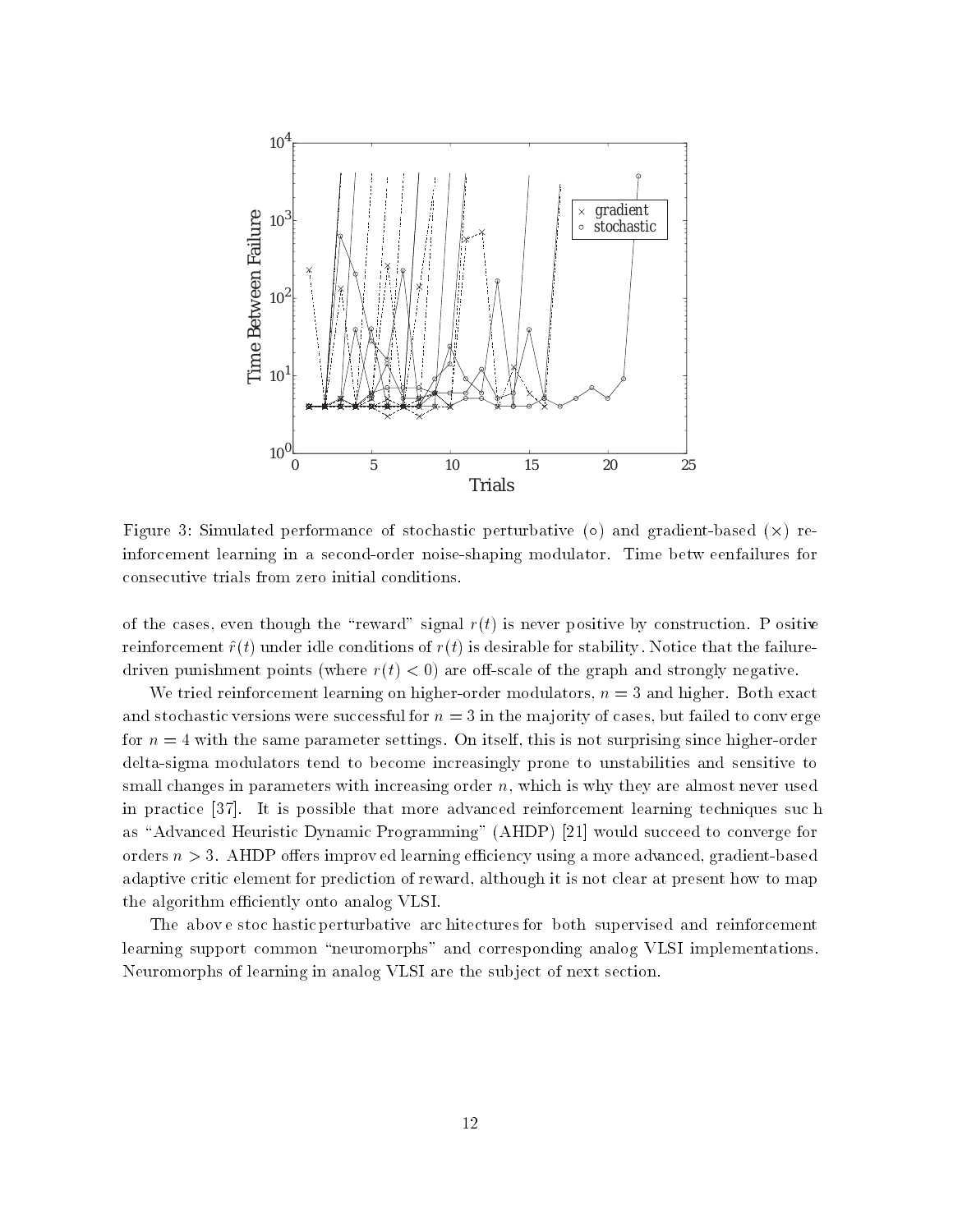Figure 3: Simulated performance of stochastic perturbative (∘) and gradient-based (×) reinforcement learning in a second-order noise-shaping modulator. Time between failures for consecutive trials from zero initial conditions.

of the cases, even though the "reward" signal $r(t)$ is never positive by construction. Positive reinforcement $\hat{r}(t)$ under idle conditions of $r(t)$ is desirable for stability. Notice that the failure-driven punishment points (where $r(t) < 0$) are off-scale of the graph and strongly negative.

We tried reinforcement learning on higher-order modulators, $n = 3$ and higher. Both exact and stochastic versions were successful for $n = 3$ in the majority of cases, but failed to converge for $n = 4$ with the same parameter settings. On itself, this is not surprising since higher-order delta-sigma modulators tend to become increasingly prone to unstabilities and sensitive to small changes in parameters with increasing order $n$, which is why they are almost never used in practice [37]. It is possible that more advanced reinforcement learning techniques such as "Advanced Heuristic Dynamic Programming" (AHDP) [21] would succeed to converge for orders $n > 3$. AHDP offers improved learning efficiency using a more advanced, gradient-based adaptive critic element for prediction of reward, although it is not clear at present how to map the algorithm efficiently onto analog VLSI.

The above stochastic perturbative architectures for both supervised and reinforcement learning support common "neuromorphs" and corresponding analog VLSI implementations. Neuromorphs of learning in analog VLSI are the subject of next section.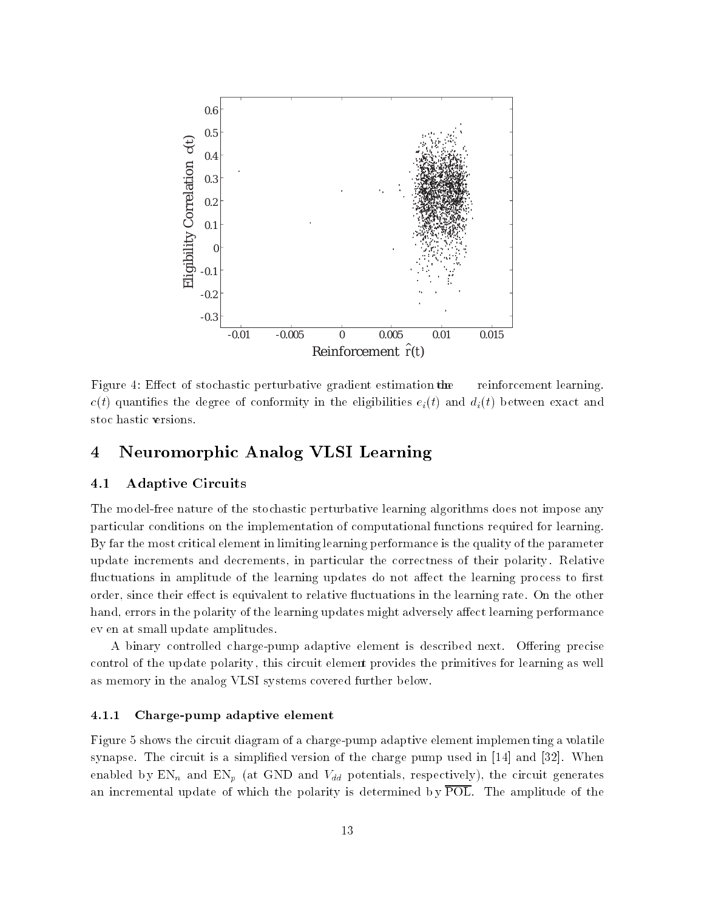Figure 4: Effect of stochastic perturbative gradient estimation on the reinforcement learning. $c(t)$ quantifies the degree of conformity in the eligibilities $e_i(t)$ and $d_i(t)$ between exact and stochastic versions.

## 4 Neuromorphic Analog VLSI Learning

### 4.1 Adaptive Circuits

The model-free nature of the stochastic perturbative learning algorithms does not impose any particular conditions on the implementation of computational functions required for learning. By far the most critical element in limiting learning performance is the quality of the parameter update increments and decrements, in particular the correctness of their polarity. Relative fluctuations in amplitude of the learning updates do not affect the learning process to first order, since their effect is equivalent to relative fluctuations in the learning rate. On the other hand, errors in the polarity of the learning updates might adversely affect learning performance even at small update amplitudes.

A binary controlled charge-pump adaptive element is described next. Offering precise control of the update polarity, this circuit element provides the primitives for learning as well as memory in the analog VLSI systems covered further below.

#### 4.1.1 Charge-pump adaptive element

Figure 5 shows the circuit diagram of a charge-pump adaptive element implementing a volatile synapse. The circuit is a simplified version of the charge pump used in [14] and [32]. When enabled by $\mathrm{EN}_n$ and $\mathrm{EN}_p$ (at GND and $V_{dd}$ potentials, respectively), the circuit generates an incremental update of which the polarity is determined by $\overline{\mathrm{POL}}$. The amplitude of the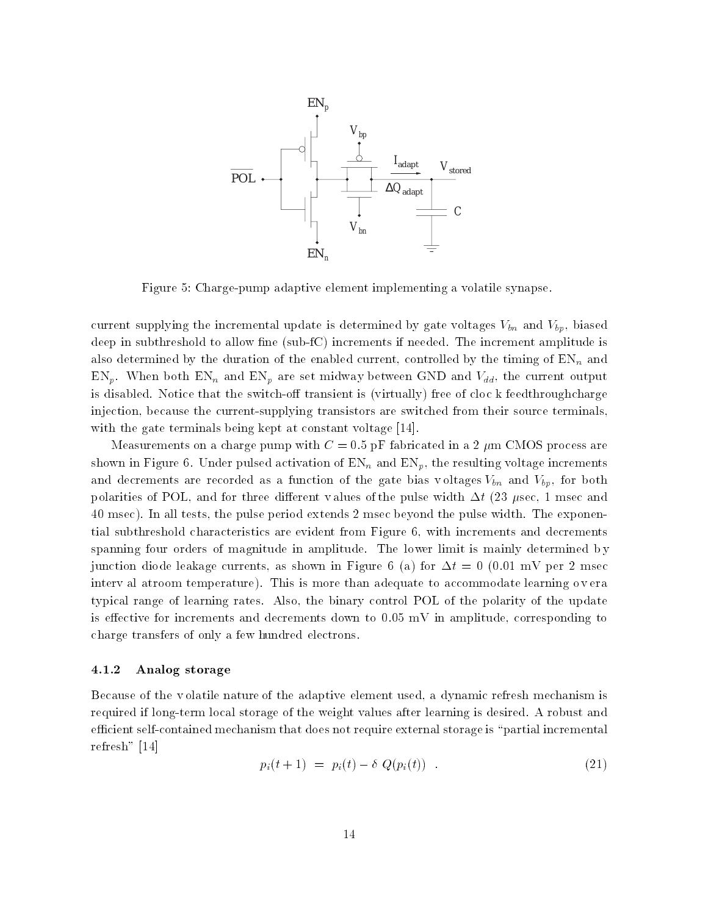Figure 5: Charge-pump adaptive element implementing a volatile synapse.

current supplying the incremental update is determined by gate voltages $V_{bn}$ and $V_{bp}$, biased deep in subthreshold to allow fine (sub-fC) increments if needed. The increment amplitude is also determined by the duration of the enabled current, controlled by the timing of $\mathrm{EN}_n$ and $\mathrm{EN}_p$. When both $\mathrm{EN}_n$ and $\mathrm{EN}_p$ are set midway between GND and $V_{dd}$, the current output is disabled. Notice that the switch-off transient is (virtually) free of clock feedthrough charge injection, because the current-supplying transistors are switched from their source terminals, with the gate terminals being kept at constant voltage [14].

Measurements on a charge pump with $C = 0.5$ pF fabricated in a 2 $\mu$m CMOS process are shown in Figure 6. Under pulsed activation of $\mathrm{EN}_n$ and $\mathrm{EN}_p$, the resulting voltage increments and decrements are recorded as a function of the gate bias voltages $V_{bn}$ and $V_{bp}$, for both polarities of POL, and for three different values of the pulse width $\Delta t$ (23 $\mu$sec, 1 msec and 40 msec). In all tests, the pulse period extends 2 msec beyond the pulse width. The exponential subthreshold characteristics are evident from Figure 6, with increments and decrements spanning four orders of magnitude in amplitude. The lower limit is mainly determined by junction diode leakage currents, as shown in Figure 6 (a) for $\Delta t = 0$ (0.01 mV per 2 msec interval at room temperature). This is more than adequate to accommodate learning over a typical range of learning rates. Also, the binary control POL of the polarity of the update is effective for increments and decrements down to 0.05 mV in amplitude, corresponding to charge transfers of only a few hundred electrons.

### 4.1.2 Analog storage

Because of the volatile nature of the adaptive element used, a dynamic refresh mechanism is required if long-term local storage of the weight values after learning is desired. A robust and efficient self-contained mechanism that does not require external storage is "partial incremental refresh" [14]

$$p_i(t+1) \;=\; p_i(t) - \delta \; Q(p_i(t)) \quad . \tag{21}$$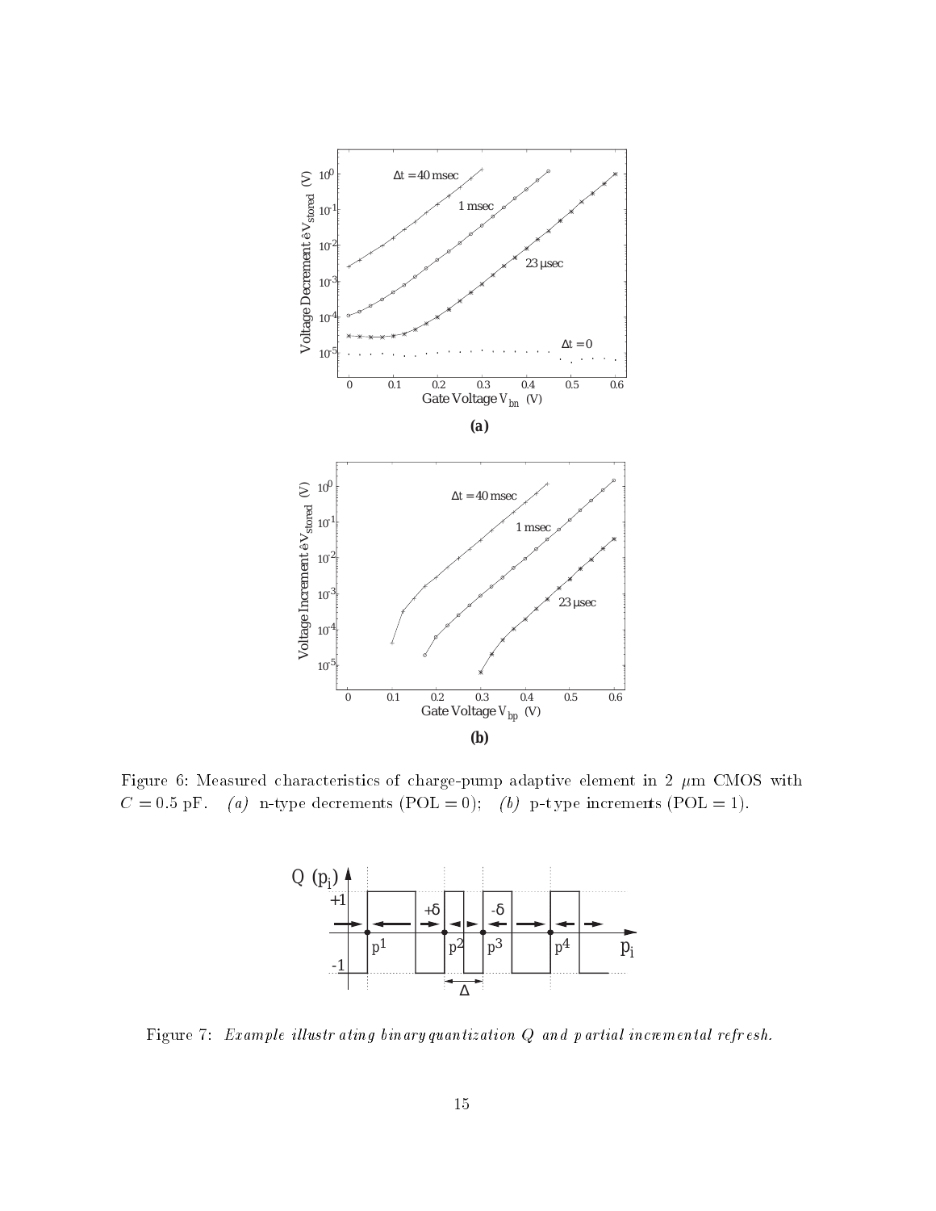(a)

(b)

Figure 6: Measured characteristics of charge-pump adaptive element in 2 $\mu$m CMOS with $C = 0.5$ pF. *(a)* n-type decrements (POL = 0); *(b)* p-type increments (POL = 1).

Figure 7: *Example illustrating binary quantization $Q$ and partial incremental refresh.*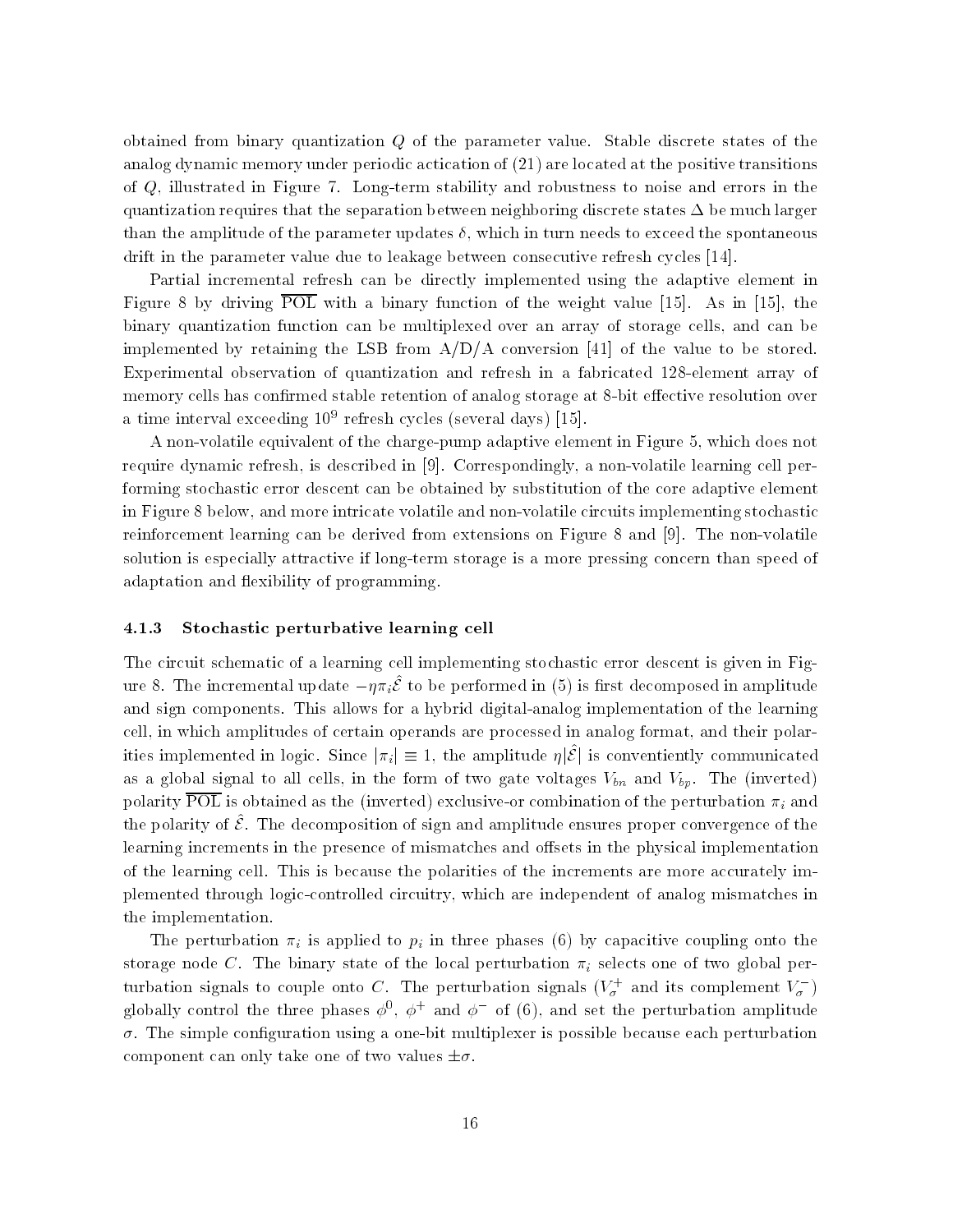obtained from binary quantization $Q$ of the parameter value. Stable discrete states of the analog dynamic memory under periodic actication of (21) are located at the positive transitions of $Q$, illustrated in Figure 7. Long-term stability and robustness to noise and errors in the quantization requires that the separation between neighboring discrete states $\Delta$ be much larger than the amplitude of the parameter updates $\delta$, which in turn needs to exceed the spontaneous drift in the parameter value due to leakage between consecutive refresh cycles [14].

Partial incremental refresh can be directly implemented using the adaptive element in Figure 8 by driving $\overline{\text{POL}}$ with a binary function of the weight value [15]. As in [15], the binary quantization function can be multiplexed over an array of storage cells, and can be implemented by retaining the LSB from A/D/A conversion [41] of the value to be stored. Experimental observation of quantization and refresh in a fabricated 128-element array of memory cells has confirmed stable retention of analog storage at 8-bit effective resolution over a time interval exceeding $10^9$ refresh cycles (several days) [15].

A non-volatile equivalent of the charge-pump adaptive element in Figure 5, which does not require dynamic refresh, is described in [9]. Correspondingly, a non-volatile learning cell performing stochastic error descent can be obtained by substitution of the core adaptive element in Figure 8 below, and more intricate volatile and non-volatile circuits implementing stochastic reinforcement learning can be derived from extensions on Figure 8 and [9]. The non-volatile solution is especially attractive if long-term storage is a more pressing concern than speed of adaptation and flexibility of programming.

#### 4.1.3 Stochastic perturbative learning cell

The circuit schematic of a learning cell implementing stochastic error descent is given in Figure 8. The incremental update $-\eta \pi_i \hat{\mathcal{E}}$ to be performed in (5) is first decomposed in amplitude and sign components. This allows for a hybrid digital-analog implementation of the learning cell, in which amplitudes of certain operands are processed in analog format, and their polarities implemented in logic. Since $|\pi_i| \equiv 1$, the amplitude $\eta |\hat{\mathcal{E}}|$ is conventiently communicated as a global signal to all cells, in the form of two gate voltages $V_{bn}$ and $V_{bp}$. The (inverted) polarity $\overline{\text{POL}}$ is obtained as the (inverted) exclusive-or combination of the perturbation $\pi_i$ and the polarity of $\hat{\mathcal{E}}$. The decomposition of sign and amplitude ensures proper convergence of the learning increments in the presence of mismatches and offsets in the physical implementation of the learning cell. This is because the polarities of the increments are more accurately implemented through logic-controlled circuitry, which are independent of analog mismatches in the implementation.

The perturbation $\pi_i$ is applied to $p_i$ in three phases (6) by capacitive coupling onto the storage node $C$. The binary state of the local perturbation $\pi_i$ selects one of two global perturbation signals to couple onto $C$. The perturbation signals ($V_\sigma^+$ and its complement $V_\sigma^-$) globally control the three phases $\phi^0$, $\phi^+$ and $\phi^-$ of (6), and set the perturbation amplitude $\sigma$. The simple configuration using a one-bit multiplexer is possible because each perturbation component can only take one of two values $\pm\sigma$.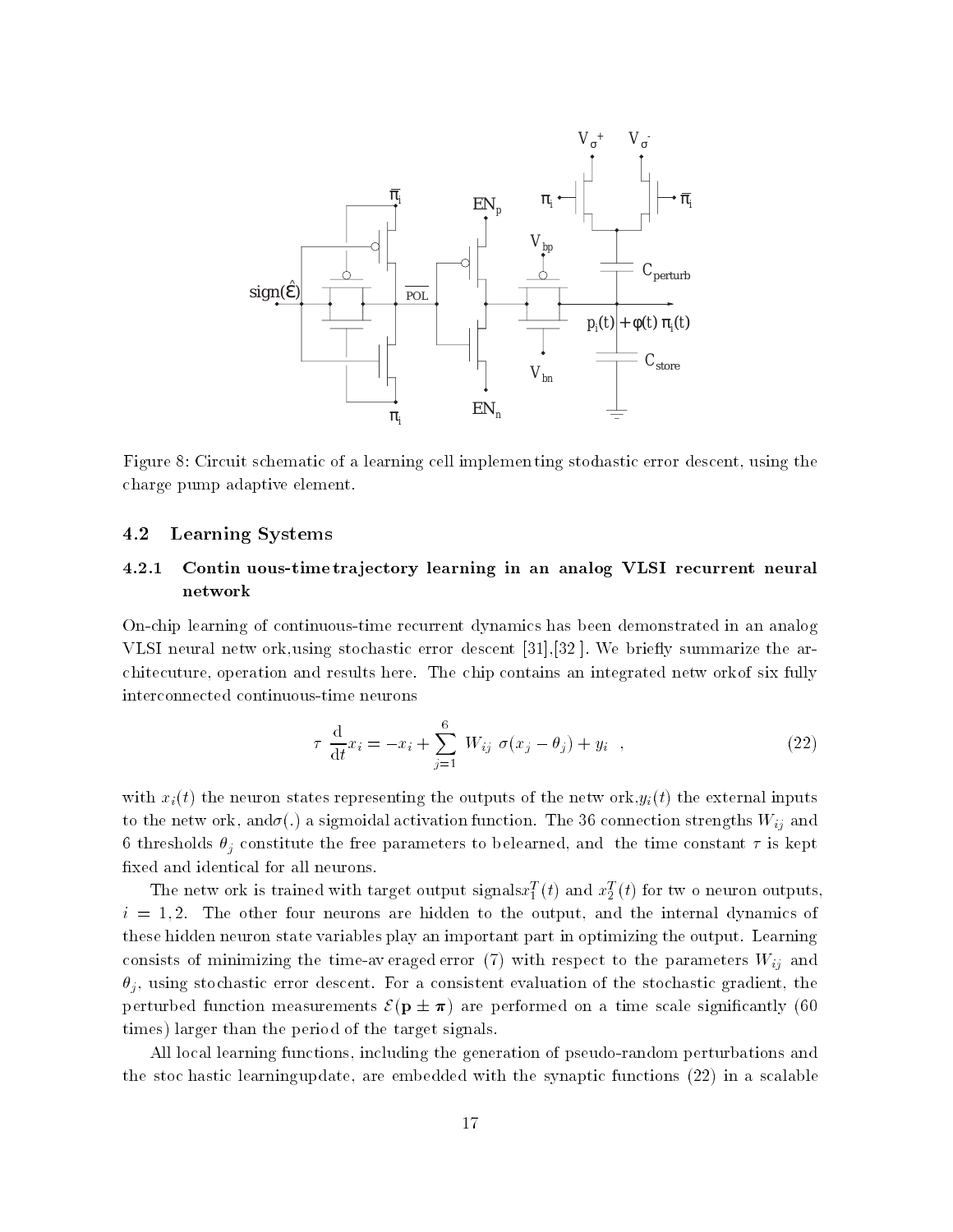Figure 8: Circuit schematic of a learning cell implementing stochastic error descent, using the charge pump adaptive element.

### 4.2 Learning Systems

#### 4.2.1 Continuous-time trajectory learning in an analog VLSI recurrent neural network

On-chip learning of continuous-time recurrent dynamics has been demonstrated in an analog VLSI neural network, using stochastic error descent [31], [32]. We briefly summarize the architecuture, operation and results here. The chip contains an integrated network of six fully interconnected continuous-time neurons

$$\tau \ \frac{\mathrm{d}}{\mathrm{d}t} x_i = -x_i + \sum_{j=1}^{6} W_{ij} \ \sigma(x_j - \theta_j) + y_i \quad , \tag{22}$$

with $x_i(t)$ the neuron states representing the outputs of the network, $y_i(t)$ the external inputs to the network, and $\sigma(.)$ a sigmoidal activation function. The 36 connection strengths $W_{ij}$ and 6 thresholds $\theta_j$ constitute the free parameters to be learned, and the time constant $\tau$ is kept fixed and identical for all neurons.

The network is trained with target output signals $x_1^T(t)$ and $x_2^T(t)$ for two neuron outputs, $i = 1, 2$. The other four neurons are hidden to the output, and the internal dynamics of these hidden neuron state variables play an important part in optimizing the output. Learning consists of minimizing the time-averaged error (7) with respect to the parameters $W_{ij}$ and $\theta_j$, using stochastic error descent. For a consistent evaluation of the stochastic gradient, the perturbed function measurements $\mathcal{E}(\mathbf{p} \pm \boldsymbol{\pi})$ are performed on a time scale significantly (60 times) larger than the period of the target signals.

All local learning functions, including the generation of pseudo-random perturbations and the stochastic learning update, are embedded with the synaptic functions (22) in a scalable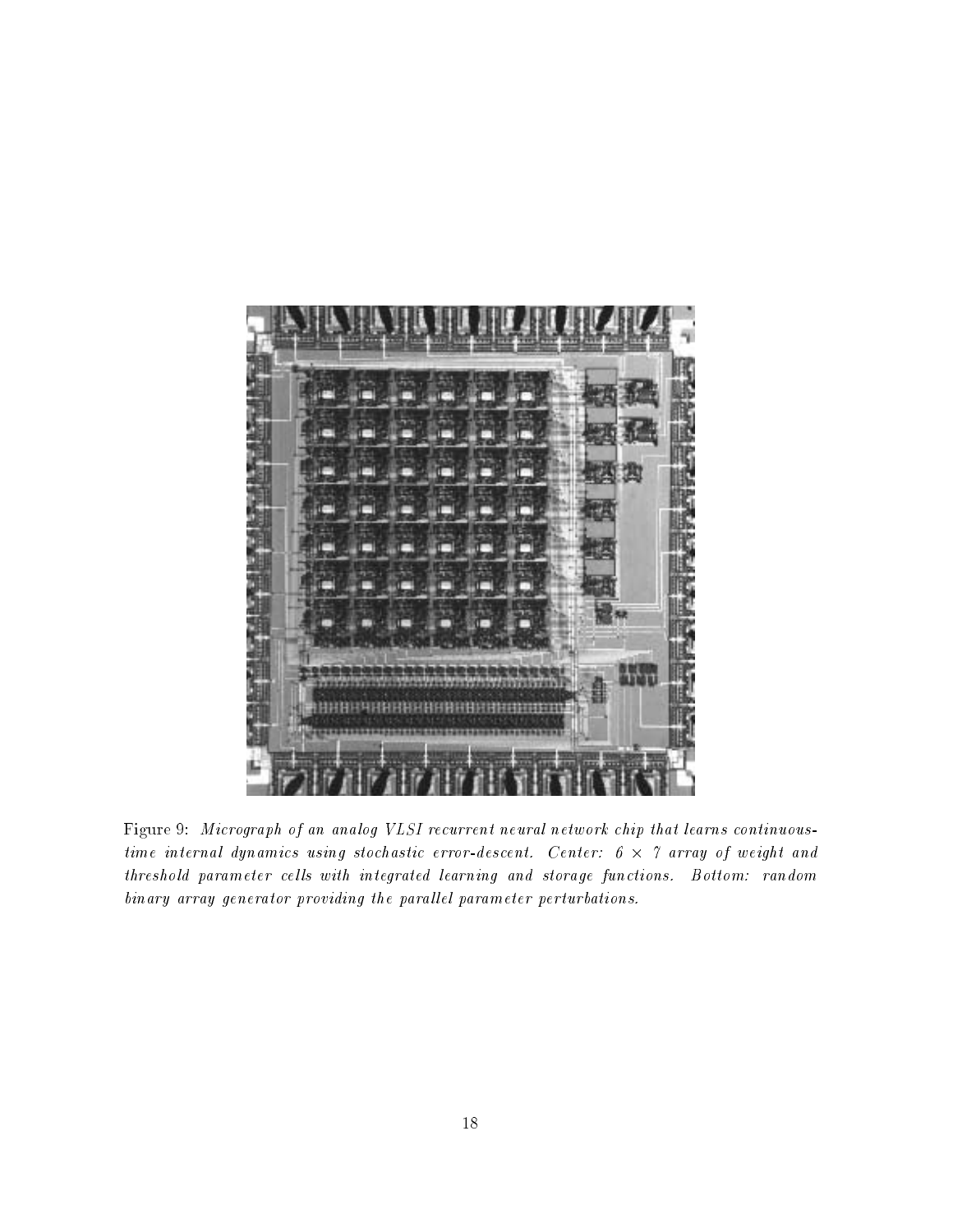Figure 9: *Micrograph of an analog VLSI recurrent neural network chip that learns continuous-time internal dynamics using stochastic error-descent. Center: 6 × 7 array of weight and threshold parameter cells with integrated learning and storage functions. Bottom: random binary array generator providing the parallel parameter perturbations.*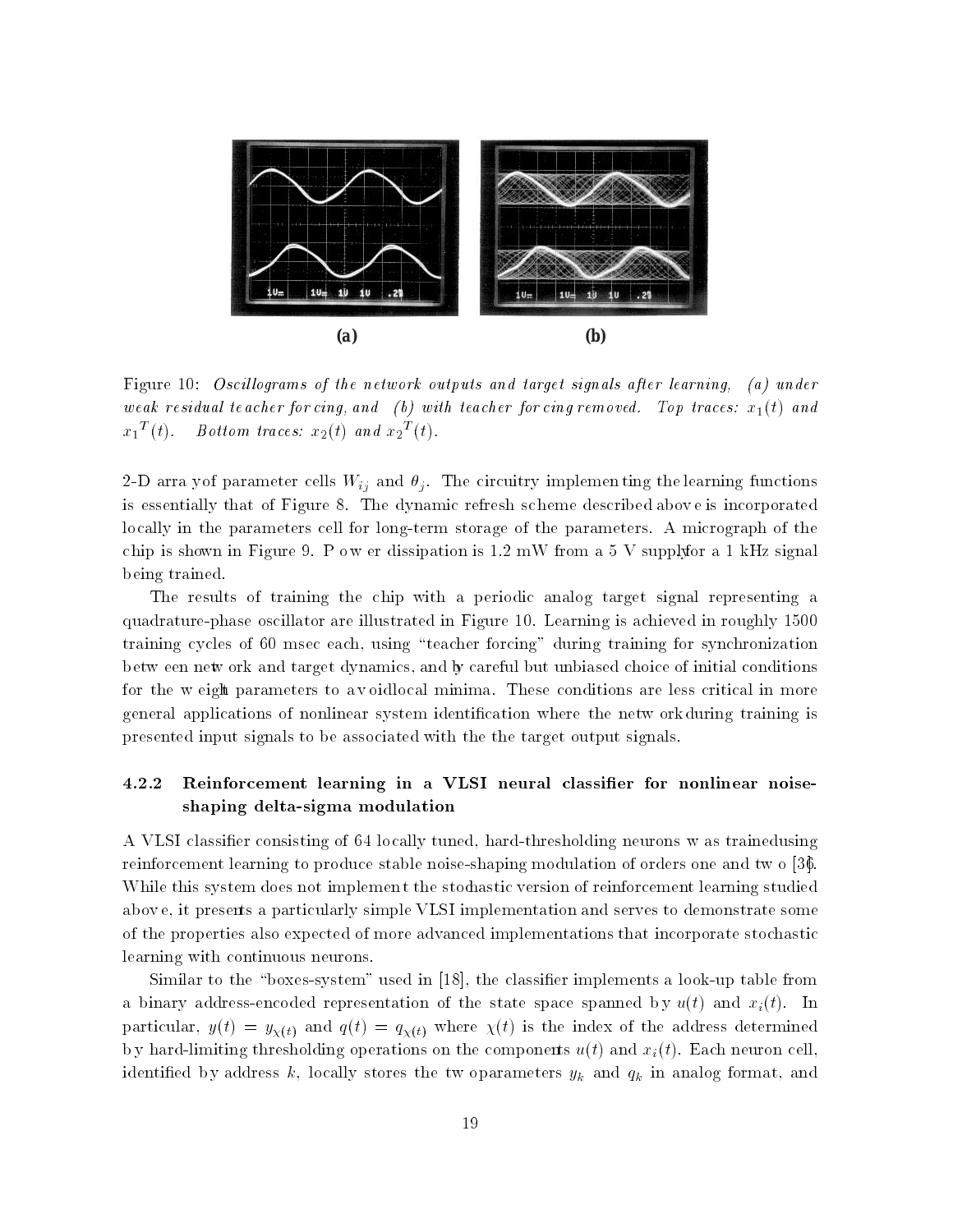Figure 10: *Oscillograms of the network outputs and target signals after learning, (a) under weak residual teacher forcing, and (b) with teacher forcing removed. Top traces:* $x_1(t)$ *and* $x_1{}^T(t)$*. Bottom traces:* $x_2(t)$ *and* $x_2{}^T(t)$*.*

2-D array of parameter cells $W_{ij}$ and $\theta_j$. The circuitry implementing the learning functions is essentially that of Figure 8. The dynamic refresh scheme described above is incorporated locally in the parameters cell for long-term storage of the parameters. A micrograph of the chip is shown in Figure 9. Power dissipation is 1.2 mW from a 5 V supply for a 1 kHz signal being trained.

The results of training the chip with a periodic analog target signal representing a quadrature-phase oscillator are illustrated in Figure 10. Learning is achieved in roughly 1500 training cycles of 60 msec each, using "teacher forcing" during training for synchronization between network and target dynamics, and by careful but unbiased choice of initial conditions for the weight parameters to avoid local minima. These conditions are less critical in more general applications of nonlinear system identification where the network during training is presented input signals to be associated with the the target output signals.

#### 4.2.2 Reinforcement learning in a VLSI neural classifier for nonlinear noise-shaping delta-sigma modulation

A VLSI classifier consisting of 64 locally tuned, hard-thresholding neurons was trained using reinforcement learning to produce stable noise-shaping modulation of orders one and two [36]. While this system does not implement the stochastic version of reinforcement learning studied above, it presents a particularly simple VLSI implementation and serves to demonstrate some of the properties also expected of more advanced implementations that incorporate stochastic learning with continuous neurons.

Similar to the "boxes-system" used in [18], the classifier implements a look-up table from a binary address-encoded representation of the state space spanned by $u(t)$ and $x_i(t)$. In particular, $y(t) = y_{\chi(t)}$ and $q(t) = q_{\chi(t)}$ where $\chi(t)$ is the index of the address determined by hard-limiting thresholding operations on the components $u(t)$ and $x_i(t)$. Each neuron cell, identified by address $k$, locally stores the two parameters $y_k$ and $q_k$ in analog format, and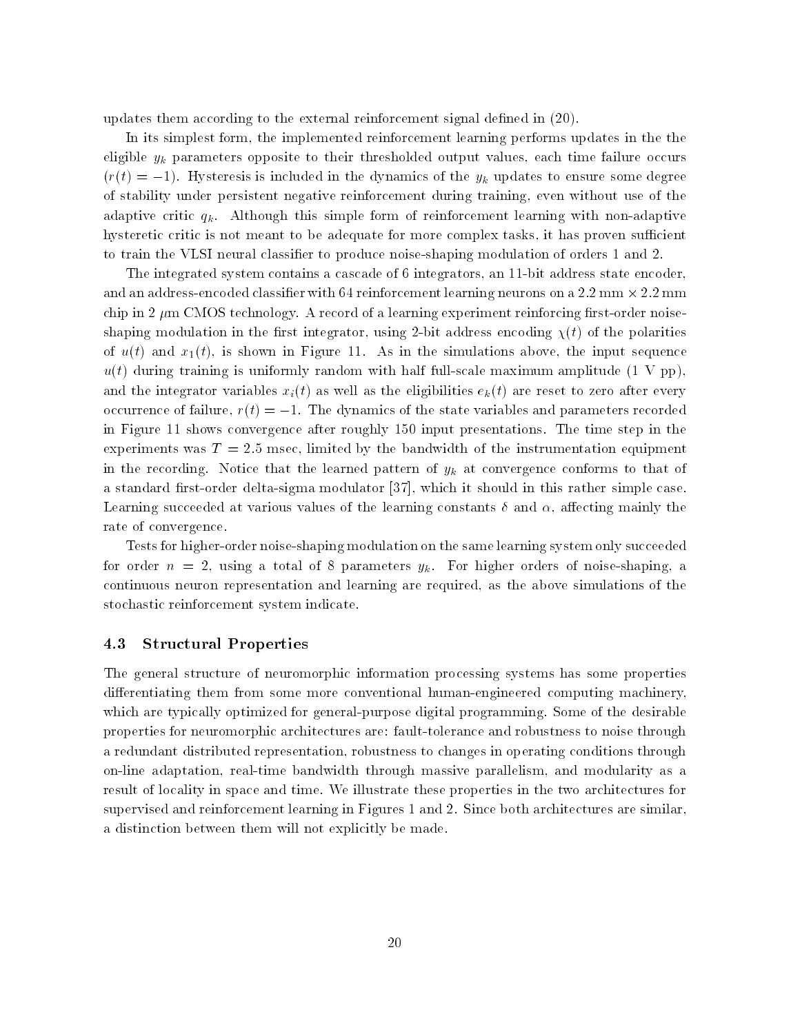updates them according to the external reinforcement signal defined in (20).

In its simplest form, the implemented reinforcement learning performs updates in the the eligible $y_k$ parameters opposite to their thresholded output values, each time failure occurs ($r(t) = -1$). Hysteresis is included in the dynamics of the $y_k$ updates to ensure some degree of stability under persistent negative reinforcement during training, even without use of the adaptive critic $q_k$. Although this simple form of reinforcement learning with non-adaptive hysteretic critic is not meant to be adequate for more complex tasks, it has proven sufficient to train the VLSI neural classifier to produce noise-shaping modulation of orders 1 and 2.

The integrated system contains a cascade of 6 integrators, an 11-bit address state encoder, and an address-encoded classifier with 64 reinforcement learning neurons on a 2.2 mm $\times$ 2.2 mm chip in 2 $\mu$m CMOS technology. A record of a learning experiment reinforcing first-order noise-shaping modulation in the first integrator, using 2-bit address encoding $\chi(t)$ of the polarities of $u(t)$ and $x_1(t)$, is shown in Figure 11. As in the simulations above, the input sequence $u(t)$ during training is uniformly random with half full-scale maximum amplitude (1 V pp), and the integrator variables $x_i(t)$ as well as the eligibilities $e_k(t)$ are reset to zero after every occurrence of failure, $r(t) = -1$. The dynamics of the state variables and parameters recorded in Figure 11 shows convergence after roughly 150 input presentations. The time step in the experiments was $T = 2.5$ msec, limited by the bandwidth of the instrumentation equipment in the recording. Notice that the learned pattern of $y_k$ at convergence conforms to that of a standard first-order delta-sigma modulator [37], which it should in this rather simple case. Learning succeeded at various values of the learning constants $\delta$ and $\alpha$, affecting mainly the rate of convergence.

Tests for higher-order noise-shaping modulation on the same learning system only succeeded for order $n = 2$, using a total of 8 parameters $y_k$. For higher orders of noise-shaping, a continuous neuron representation and learning are required, as the above simulations of the stochastic reinforcement system indicate.

### 4.3 Structural Properties

The general structure of neuromorphic information processing systems has some properties differentiating them from some more conventional human-engineered computing machinery, which are typically optimized for general-purpose digital programming. Some of the desirable properties for neuromorphic architectures are: fault-tolerance and robustness to noise through a redundant distributed representation, robustness to changes in operating conditions through on-line adaptation, real-time bandwidth through massive parallelism, and modularity as a result of locality in space and time. We illustrate these properties in the two architectures for supervised and reinforcement learning in Figures 1 and 2. Since both architectures are similar, a distinction between them will not explicitly be made.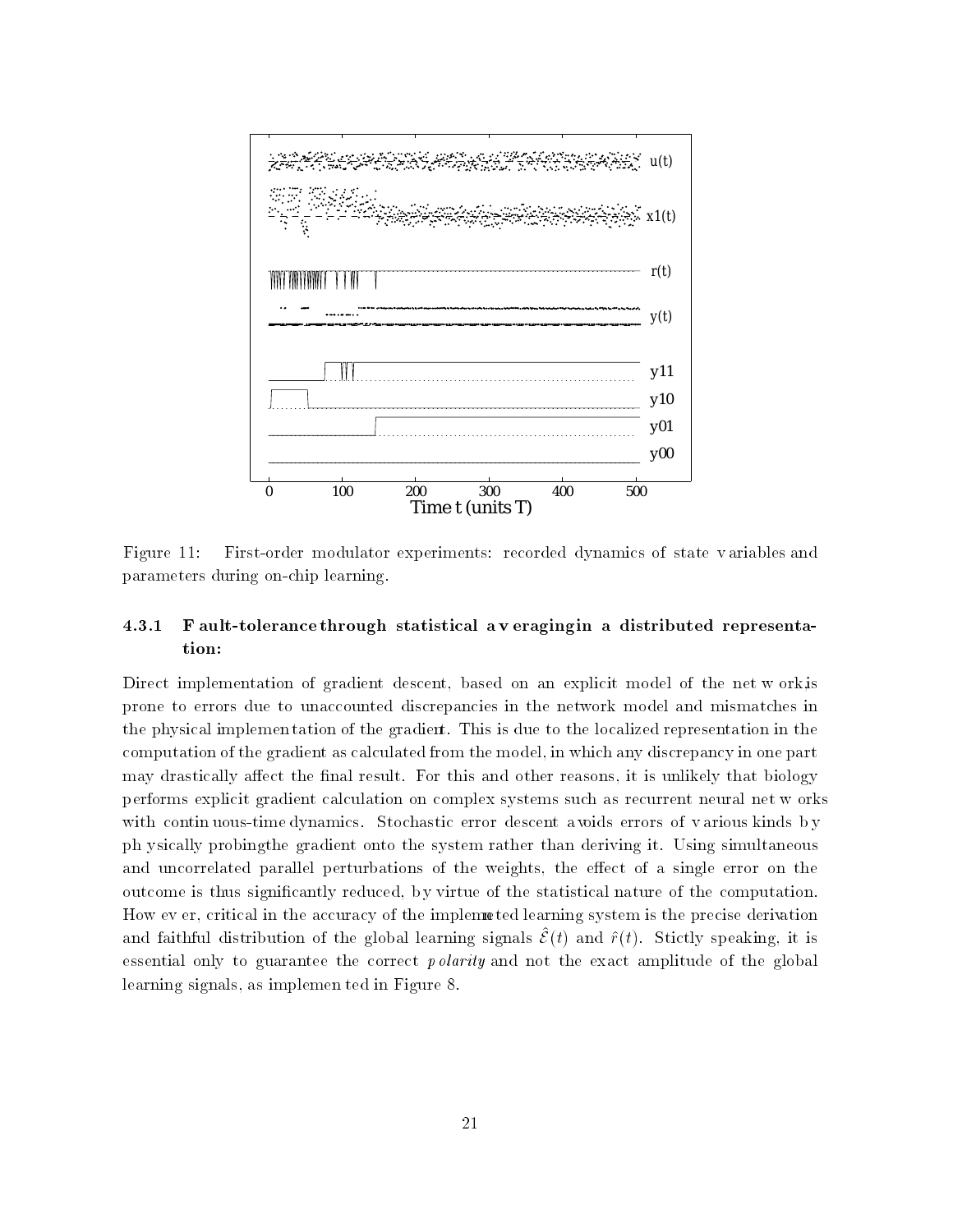Figure 11: First-order modulator experiments: recorded dynamics of state variables and parameters during on-chip learning.

#### 4.3.1 Fault-tolerance through statistical averaging in a distributed representation:

Direct implementation of gradient descent, based on an explicit model of the network, is prone to errors due to unaccounted discrepancies in the network model and mismatches in the physical implementation of the gradient. This is due to the localized representation in the computation of the gradient as calculated from the model, in which any discrepancy in one part may drastically affect the final result. For this and other reasons, it is unlikely that biology performs explicit gradient calculation on complex systems such as recurrent neural networks with continuous-time dynamics. Stochastic error descent avoids errors of various kinds by physically probing the gradient onto the system rather than deriving it. Using simultaneous and uncorrelated parallel perturbations of the weights, the effect of a single error on the outcome is thus significantly reduced, by virtue of the statistical nature of the computation. However, critical in the accuracy of the implemented learning system is the precise derivation and faithful distribution of the global learning signals $\hat{\mathcal{E}}(t)$ and $\hat{r}(t)$. Stictly speaking, it is essential only to guarantee the correct *polarity* and not the exact amplitude of the global learning signals, as implemented in Figure 8.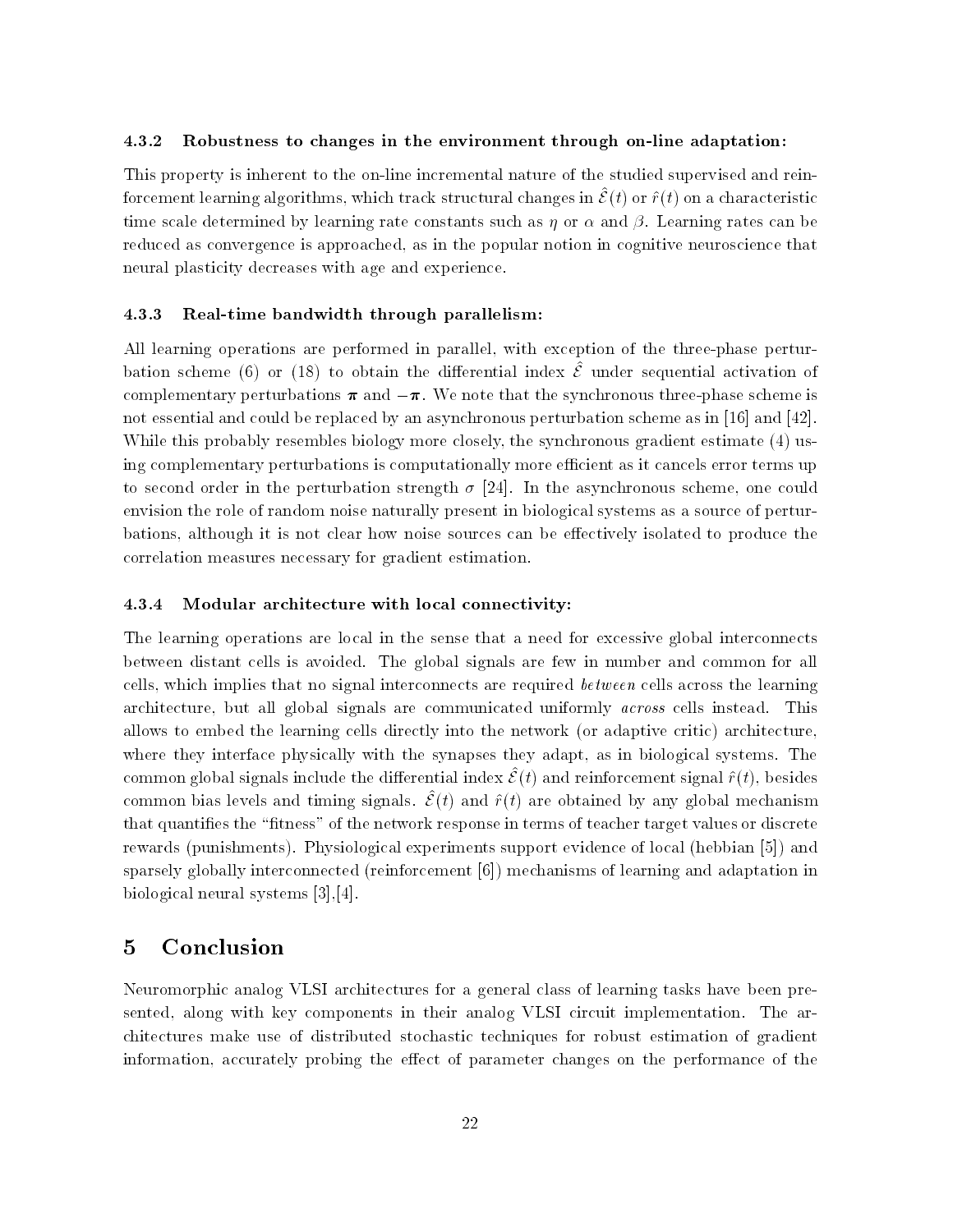#### 4.3.2 Robustness to changes in the environment through on-line adaptation:

This property is inherent to the on-line incremental nature of the studied supervised and reinforcement learning algorithms, which track structural changes in $\hat{\mathcal{E}}(t)$ or $\hat{r}(t)$ on a characteristic time scale determined by learning rate constants such as $\eta$ or $\alpha$ and $\beta$. Learning rates can be reduced as convergence is approached, as in the popular notion in cognitive neuroscience that neural plasticity decreases with age and experience.

#### 4.3.3 Real-time bandwidth through parallelism:

All learning operations are performed in parallel, with exception of the three-phase perturbation scheme (6) or (18) to obtain the differential index $\hat{\mathcal{E}}$ under sequential activation of complementary perturbations $\boldsymbol{\pi}$ and $-\boldsymbol{\pi}$. We note that the synchronous three-phase scheme is not essential and could be replaced by an asynchronous perturbation scheme as in [16] and [42]. While this probably resembles biology more closely, the synchronous gradient estimate (4) using complementary perturbations is computationally more efficient as it cancels error terms up to second order in the perturbation strength $\sigma$ [24]. In the asynchronous scheme, one could envision the role of random noise naturally present in biological systems as a source of perturbations, although it is not clear how noise sources can be effectively isolated to produce the correlation measures necessary for gradient estimation.

#### 4.3.4 Modular architecture with local connectivity:

The learning operations are local in the sense that a need for excessive global interconnects between distant cells is avoided. The global signals are few in number and common for all cells, which implies that no signal interconnects are required *between* cells across the learning architecture, but all global signals are communicated uniformly *across* cells instead. This allows to embed the learning cells directly into the network (or adaptive critic) architecture, where they interface physically with the synapses they adapt, as in biological systems. The common global signals include the differential index $\hat{\mathcal{E}}(t)$ and reinforcement signal $\hat{r}(t)$, besides common bias levels and timing signals. $\hat{\mathcal{E}}(t)$ and $\hat{r}(t)$ are obtained by any global mechanism that quantifies the "fitness" of the network response in terms of teacher target values or discrete rewards (punishments). Physiological experiments support evidence of local (hebbian [5]) and sparsely globally interconnected (reinforcement [6]) mechanisms of learning and adaptation in biological neural systems [3],[4].

## 5 Conclusion

Neuromorphic analog VLSI architectures for a general class of learning tasks have been presented, along with key components in their analog VLSI circuit implementation. The architectures make use of distributed stochastic techniques for robust estimation of gradient information, accurately probing the effect of parameter changes on the performance of the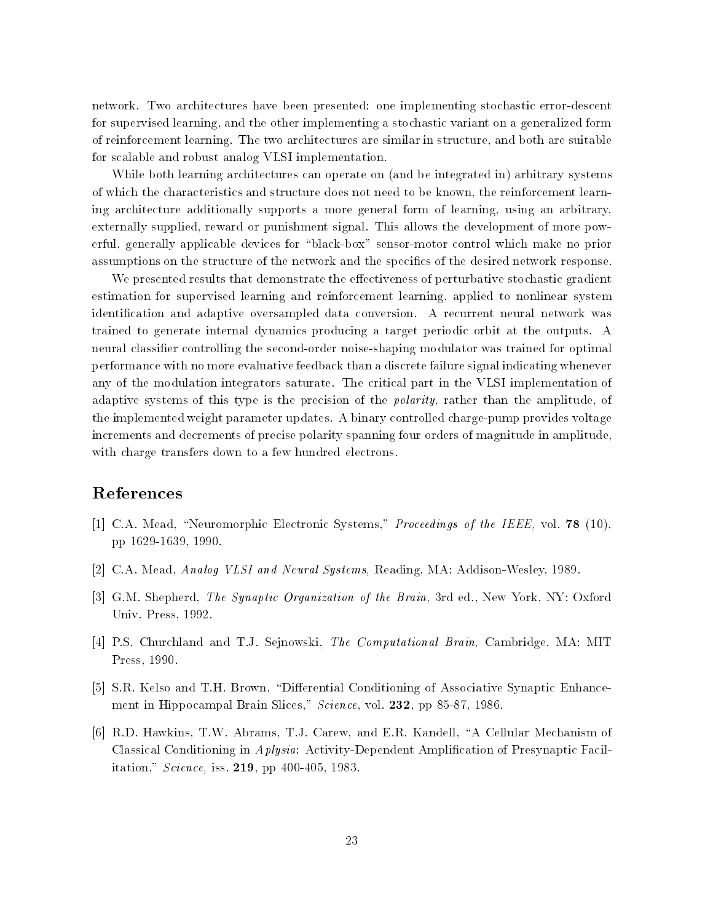network. Two architectures have been presented: one implementing stochastic error-descent for supervised learning, and the other implementing a stochastic variant on a generalized form of reinforcement learning. The two architectures are similar in structure, and both are suitable for scalable and robust analog VLSI implementation.

While both learning architectures can operate on (and be integrated in) arbitrary systems of which the characteristics and structure does not need to be known, the reinforcement learning architecture additionally supports a more general form of learning, using an arbitrary, externally supplied, reward or punishment signal. This allows the development of more powerful, generally applicable devices for "black-box" sensor-motor control which make no prior assumptions on the structure of the network and the specifics of the desired network response.

We presented results that demonstrate the effectiveness of perturbative stochastic gradient estimation for supervised learning and reinforcement learning, applied to nonlinear system identification and adaptive oversampled data conversion. A recurrent neural network was trained to generate internal dynamics producing a target periodic orbit at the outputs. A neural classifier controlling the second-order noise-shaping modulator was trained for optimal performance with no more evaluative feedback than a discrete failure signal indicating whenever any of the modulation integrators saturate. The critical part in the VLSI implementation of adaptive systems of this type is the precision of the *polarity*, rather than the amplitude, of the implemented weight parameter updates. A binary controlled charge-pump provides voltage increments and decrements of precise polarity spanning four orders of magnitude in amplitude, with charge transfers down to a few hundred electrons.

## References

[1] C.A. Mead, "Neuromorphic Electronic Systems," *Proceedings of the IEEE,* vol. **78** (10), pp 1629-1639, 1990.

[2] C.A. Mead, *Analog VLSI and Neural Systems,* Reading, MA: Addison-Wesley, 1989.

[3] G.M. Shepherd, *The Synaptic Organization of the Brain,* 3rd ed., New York, NY: Oxford Univ. Press, 1992.

[4] P.S. Churchland and T.J. Sejnowski, *The Computational Brain,* Cambridge, MA: MIT Press, 1990.

[5] S.R. Kelso and T.H. Brown, "Differential Conditioning of Associative Synaptic Enhancement in Hippocampal Brain Slices," *Science*, vol. **232**, pp 85-87, 1986.

[6] R.D. Hawkins, T.W. Abrams, T.J. Carew, and E.R. Kandell, "A Cellular Mechanism of Classical Conditioning in *Aplysia*: Activity-Dependent Amplification of Presynaptic Facilitation," *Science,* iss. **219**, pp 400-405, 1983.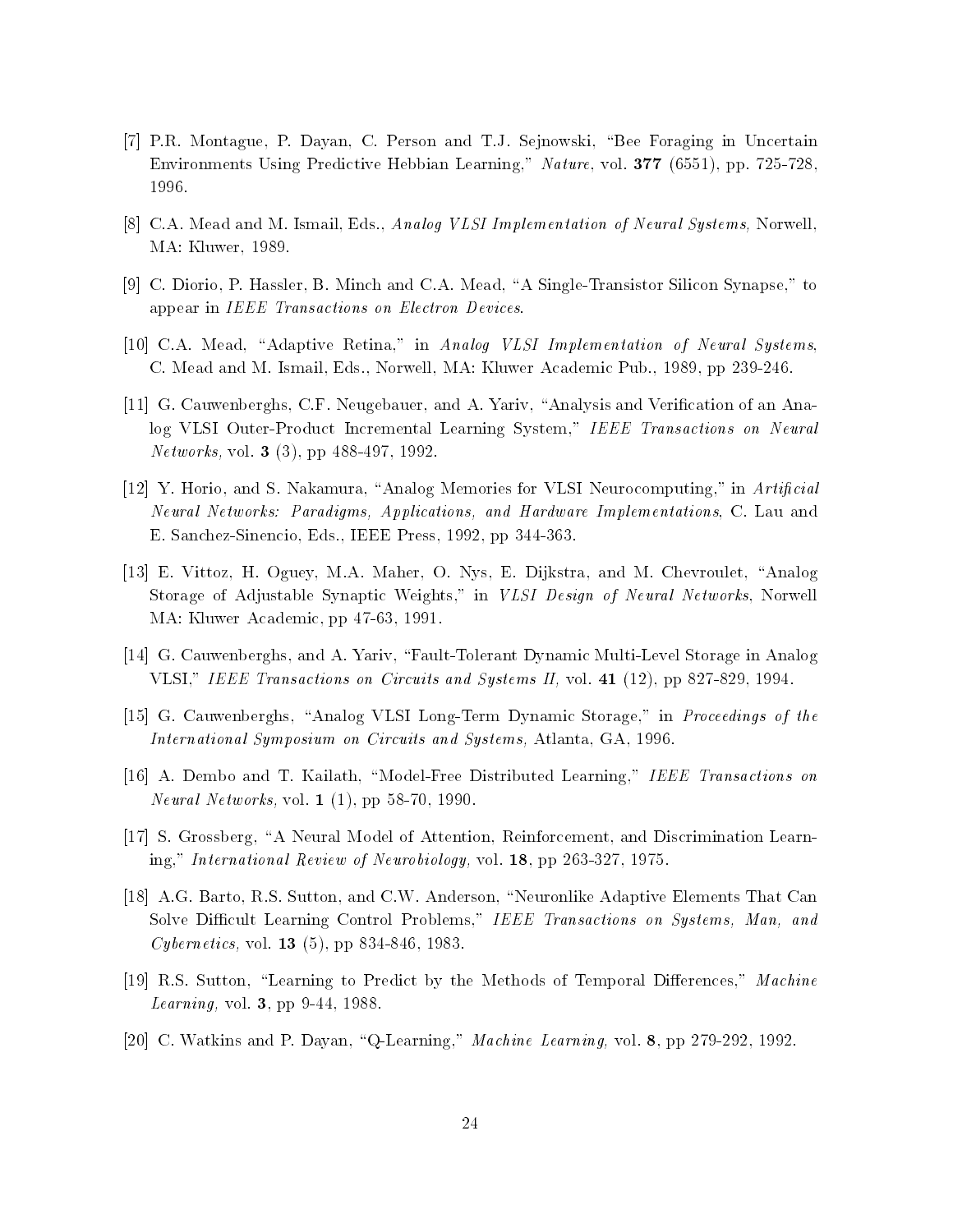[7] P.R. Montague, P. Dayan, C. Person and T.J. Sejnowski, "Bee Foraging in Uncertain Environments Using Predictive Hebbian Learning," *Nature*, vol. **377** (6551), pp. 725-728, 1996.

[8] C.A. Mead and M. Ismail, Eds., *Analog VLSI Implementation of Neural Systems,* Norwell, MA: Kluwer, 1989.

[9] C. Diorio, P. Hassler, B. Minch and C.A. Mead, "A Single-Transistor Silicon Synapse," to appear in *IEEE Transactions on Electron Devices*.

[10] C.A. Mead, "Adaptive Retina," in *Analog VLSI Implementation of Neural Systems*, C. Mead and M. Ismail, Eds., Norwell, MA: Kluwer Academic Pub., 1989, pp 239-246.

[11] G. Cauwenberghs, C.F. Neugebauer, and A. Yariv, "Analysis and Verification of an Analog VLSI Outer-Product Incremental Learning System," *IEEE Transactions on Neural Networks,* vol. **3** (3), pp 488-497, 1992.

[12] Y. Horio, and S. Nakamura, "Analog Memories for VLSI Neurocomputing," in *Artificial Neural Networks: Paradigms, Applications, and Hardware Implementations*, C. Lau and E. Sanchez-Sinencio, Eds., IEEE Press, 1992, pp 344-363.

[13] E. Vittoz, H. Oguey, M.A. Maher, O. Nys, E. Dijkstra, and M. Chevroulet, "Analog Storage of Adjustable Synaptic Weights," in *VLSI Design of Neural Networks*, Norwell MA: Kluwer Academic, pp 47-63, 1991.

[14] G. Cauwenberghs, and A. Yariv, "Fault-Tolerant Dynamic Multi-Level Storage in Analog VLSI," *IEEE Transactions on Circuits and Systems II,* vol. **41** (12), pp 827-829, 1994.

[15] G. Cauwenberghs, "Analog VLSI Long-Term Dynamic Storage," in *Proceedings of the International Symposium on Circuits and Systems,* Atlanta, GA, 1996.

[16] A. Dembo and T. Kailath, "Model-Free Distributed Learning," *IEEE Transactions on Neural Networks,* vol. **1** (1), pp 58-70, 1990.

[17] S. Grossberg, "A Neural Model of Attention, Reinforcement, and Discrimination Learning," *International Review of Neurobiology,* vol. **18**, pp 263-327, 1975.

[18] A.G. Barto, R.S. Sutton, and C.W. Anderson, "Neuronlike Adaptive Elements That Can Solve Difficult Learning Control Problems," *IEEE Transactions on Systems, Man, and Cybernetics,* vol. **13** (5), pp 834-846, 1983.

[19] R.S. Sutton, "Learning to Predict by the Methods of Temporal Differences," *Machine Learning,* vol. **3**, pp 9-44, 1988.

[20] C. Watkins and P. Dayan, "Q-Learning," *Machine Learning,* vol. **8**, pp 279-292, 1992.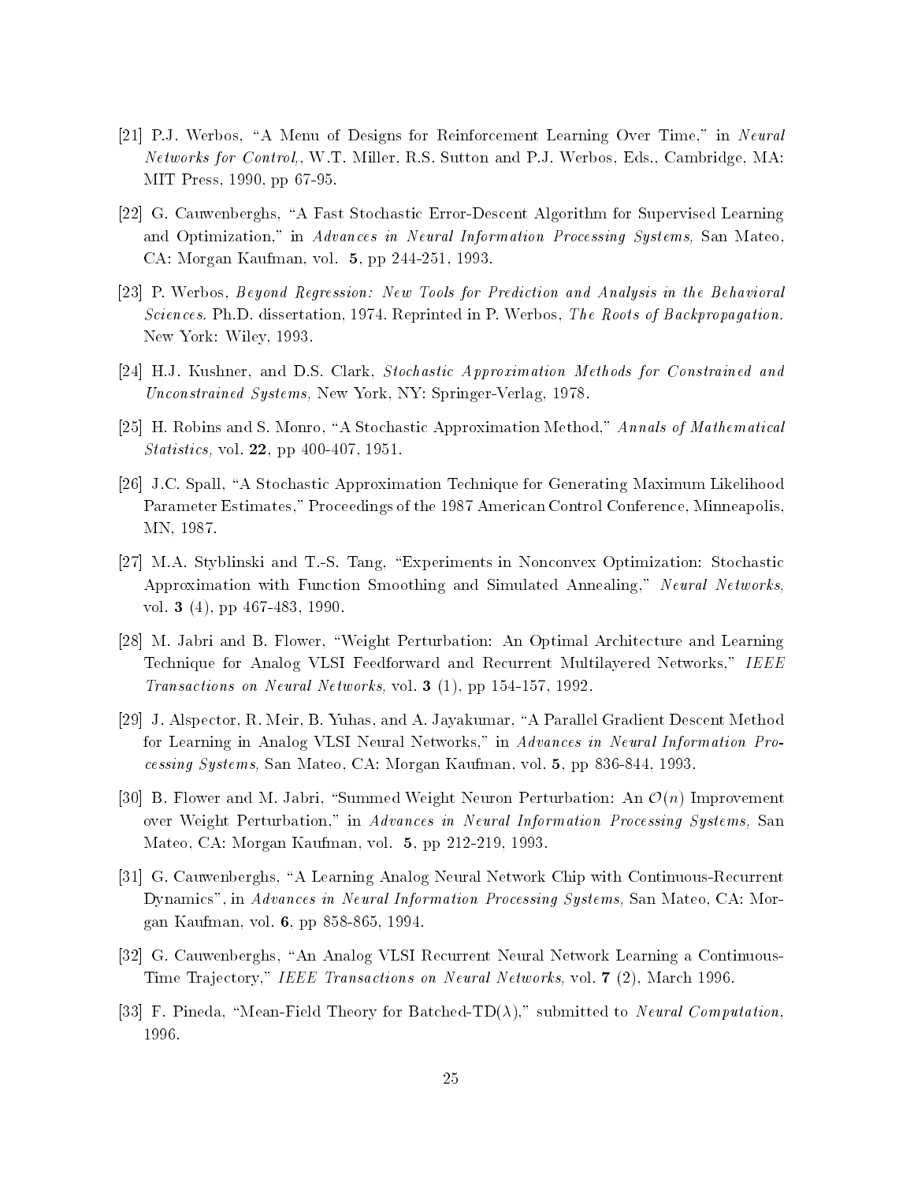[21] P.J. Werbos, "A Menu of Designs for Reinforcement Learning Over Time," in *Neural Networks for Control,*, W.T. Miller, R.S. Sutton and P.J. Werbos, Eds., Cambridge, MA: MIT Press, 1990, pp 67-95.

[22] G. Cauwenberghs, "A Fast Stochastic Error-Descent Algorithm for Supervised Learning and Optimization," in *Advances in Neural Information Processing Systems,* San Mateo, CA: Morgan Kaufman, vol. **5**, pp 244-251, 1993.

[23] P. Werbos, *Beyond Regression: New Tools for Prediction and Analysis in the Behavioral Sciences.* Ph.D. dissertation, 1974. Reprinted in P. Werbos, *The Roots of Backpropagation.* New York: Wiley, 1993.

[24] H.J. Kushner, and D.S. Clark, *Stochastic Approximation Methods for Constrained and Unconstrained Systems,* New York, NY: Springer-Verlag, 1978.

[25] H. Robins and S. Monro, "A Stochastic Approximation Method," *Annals of Mathematical Statistics,* vol. **22**, pp 400-407, 1951.

[26] J.C. Spall, "A Stochastic Approximation Technique for Generating Maximum Likelihood Parameter Estimates," Proceedings of the 1987 American Control Conference, Minneapolis, MN, 1987.

[27] M.A. Styblinski and T.-S. Tang, "Experiments in Nonconvex Optimization: Stochastic Approximation with Function Smoothing and Simulated Annealing," *Neural Networks,* vol. **3** (4), pp 467-483, 1990.

[28] M. Jabri and B. Flower, "Weight Perturbation: An Optimal Architecture and Learning Technique for Analog VLSI Feedforward and Recurrent Multilayered Networks," *IEEE Transactions on Neural Networks,* vol. **3** (1), pp 154-157, 1992.

[29] J. Alspector, R. Meir, B. Yuhas, and A. Jayakumar, "A Parallel Gradient Descent Method for Learning in Analog VLSI Neural Networks," in *Advances in Neural Information Processing Systems,* San Mateo, CA: Morgan Kaufman, vol. **5**, pp 836-844, 1993.

[30] B. Flower and M. Jabri, "Summed Weight Neuron Perturbation: An $\mathcal{O}(n)$ Improvement over Weight Perturbation," in *Advances in Neural Information Processing Systems,* San Mateo, CA: Morgan Kaufman, vol. **5**, pp 212-219, 1993.

[31] G. Cauwenberghs, "A Learning Analog Neural Network Chip with Continuous-Recurrent Dynamics", in *Advances in Neural Information Processing Systems,* San Mateo, CA: Morgan Kaufman, vol. **6**, pp 858-865, 1994.

[32] G. Cauwenberghs, "An Analog VLSI Recurrent Neural Network Learning a Continuous-Time Trajectory," *IEEE Transactions on Neural Networks,* vol. **7** (2), March 1996.

[33] F. Pineda, "Mean-Field Theory for Batched-TD($\lambda$)," submitted to *Neural Computation*, 1996.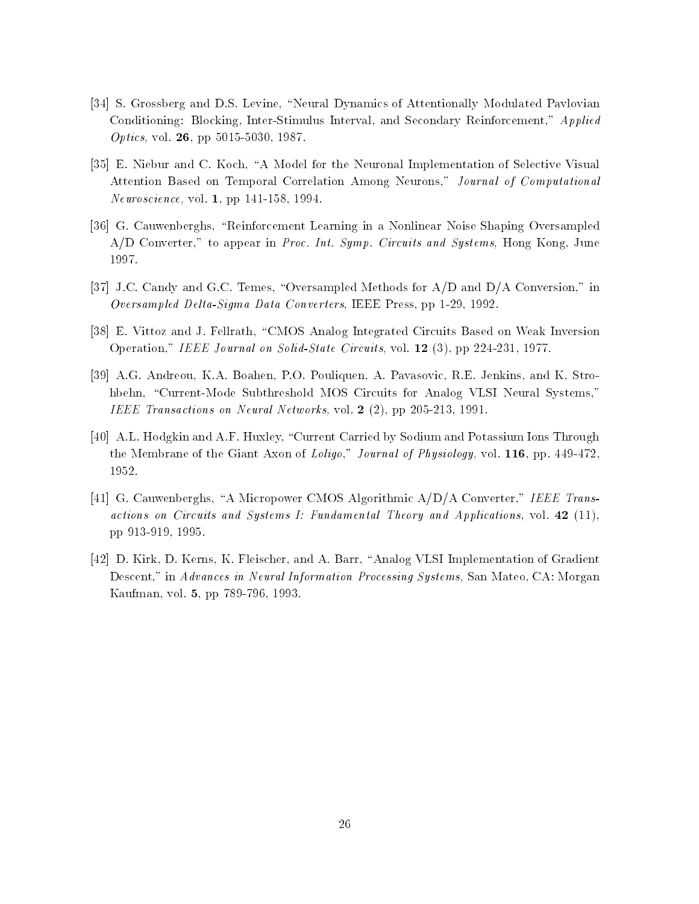[34] S. Grossberg and D.S. Levine, "Neural Dynamics of Attentionally Modulated Pavlovian Conditioning: Blocking, Inter-Stimulus Interval, and Secondary Reinforcement," *Applied Optics,* vol. **26**, pp 5015-5030, 1987.

[35] E. Niebur and C. Koch, "A Model for the Neuronal Implementation of Selective Visual Attention Based on Temporal Correlation Among Neurons," *Journal of Computational Neuroscience,* vol. **1**, pp 141-158, 1994.

[36] G. Cauwenberghs, "Reinforcement Learning in a Nonlinear Noise Shaping Oversampled A/D Converter," to appear in *Proc. Int. Symp. Circuits and Systems,* Hong Kong, June 1997.

[37] J.C. Candy and G.C. Temes, "Oversampled Methods for A/D and D/A Conversion," in *Oversampled Delta-Sigma Data Converters*, IEEE Press, pp 1-29, 1992.

[38] E. Vittoz and J. Fellrath, "CMOS Analog Integrated Circuits Based on Weak Inversion Operation," *IEEE Journal on Solid-State Circuits,* vol. **12** (3), pp 224-231, 1977.

[39] A.G. Andreou, K.A. Boahen, P.O. Pouliquen, A. Pavasovic, R.E. Jenkins, and K. Strohbehn, "Current-Mode Subthreshold MOS Circuits for Analog VLSI Neural Systems," *IEEE Transactions on Neural Networks,* vol. **2** (2), pp 205-213, 1991.

[40] A.L. Hodgkin and A.F. Huxley, "Current Carried by Sodium and Potassium Ions Through the Membrane of the Giant Axon of *Loligo*," *Journal of Physiology,* vol. **116**, pp. 449-472, 1952.

[41] G. Cauwenberghs, "A Micropower CMOS Algorithmic A/D/A Converter," *IEEE Transactions on Circuits and Systems I: Fundamental Theory and Applications*, vol. **42** (11), pp 913-919, 1995.

[42] D. Kirk, D. Kerns, K. Fleischer, and A. Barr, "Analog VLSI Implementation of Gradient Descent," in *Advances in Neural Information Processing Systems,* San Mateo, CA: Morgan Kaufman, vol. **5**, pp 789-796, 1993.